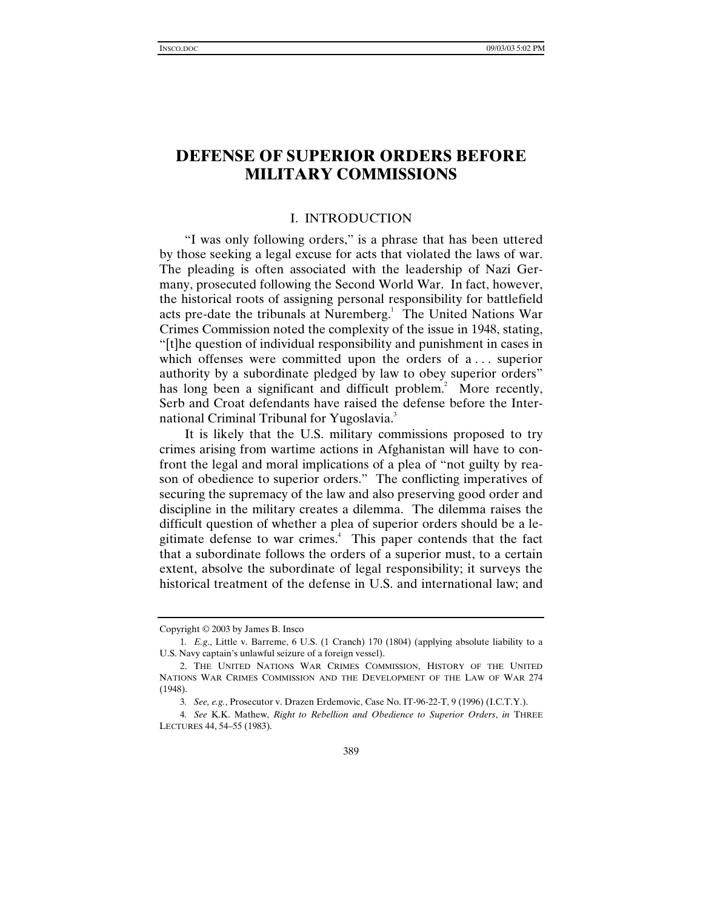# DEFENSE OF SUPERIOR ORDERS BEFORE MILITARY COMMISSIONS

## I. INTRODUCTION

"I was only following orders," is a phrase that has been uttered by those seeking a legal excuse for acts that violated the laws of war. The pleading is often associated with the leadership of Nazi Germany, prosecuted following the Second World War. In fact, however, the historical roots of assigning personal responsibility for battlefield acts pre-date the tribunals at Nuremberg.[1] The United Nations War Crimes Commission noted the complexity of the issue in 1948, stating, "[t]he question of individual responsibility and punishment in cases in which offenses were committed upon the orders of a . . . superior authority by a subordinate pledged by law to obey superior orders" has long been a significant and difficult problem.[2] More recently, Serb and Croat defendants have raised the defense before the International Criminal Tribunal for Yugoslavia.[3]

It is likely that the U.S. military commissions proposed to try crimes arising from wartime actions in Afghanistan will have to confront the legal and moral implications of a plea of "not guilty by reason of obedience to superior orders." The conflicting imperatives of securing the supremacy of the law and also preserving good order and discipline in the military creates a dilemma. The dilemma raises the difficult question of whether a plea of superior orders should be a legitimate defense to war crimes.[4] This paper contends that the fact that a subordinate follows the orders of a superior must, to a certain extent, absolve the subordinate of legal responsibility; it surveys the historical treatment of the defense in U.S. and international law; and

---

Copyright © 2003 by James B. Insco

1. *E.g.*, Little v. Barreme, 6 U.S. (1 Cranch) 170 (1804) (applying absolute liability to a U.S. Navy captain's unlawful seizure of a foreign vessel).

2. THE UNITED NATIONS WAR CRIMES COMMISSION, HISTORY OF THE UNITED NATIONS WAR CRIMES COMMISSION AND THE DEVELOPMENT OF THE LAW OF WAR 274 (1948).

3. *See, e.g.*, Prosecutor v. Drazen Erdemovic, Case No. IT-96-22-T, 9 (1996) (I.C.T.Y.).

4. *See* K.K. Mathew, *Right to Rebellion and Obedience to Superior Orders*, *in* THREE LECTURES 44, 54–55 (1983).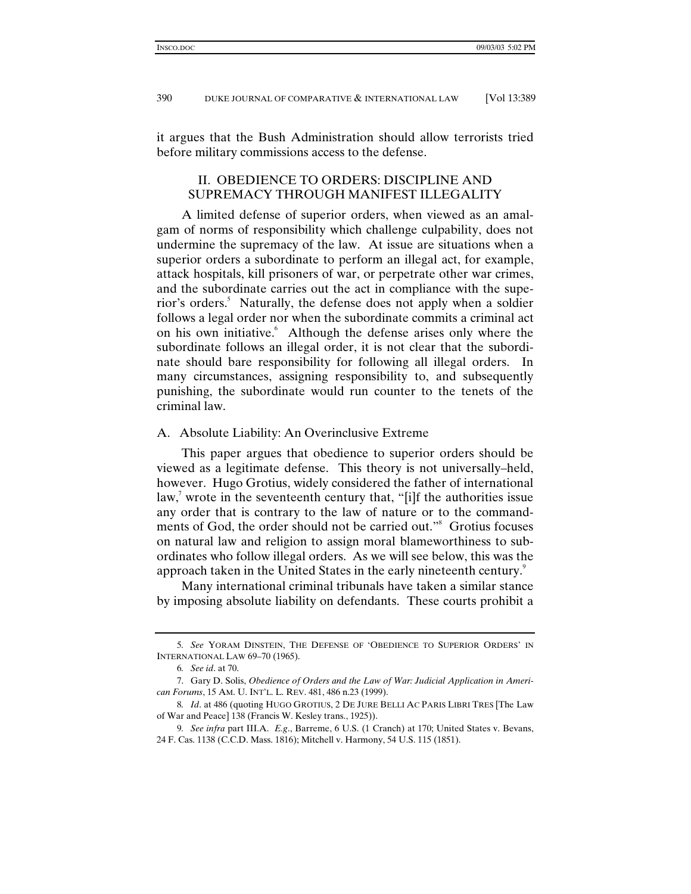it argues that the Bush Administration should allow terrorists tried before military commissions access to the defense.

## II. OBEDIENCE TO ORDERS: DISCIPLINE AND SUPREMACY THROUGH MANIFEST ILLEGALITY

A limited defense of superior orders, when viewed as an amalgam of norms of responsibility which challenge culpability, does not undermine the supremacy of the law. At issue are situations when a superior orders a subordinate to perform an illegal act, for example, attack hospitals, kill prisoners of war, or perpetrate other war crimes, and the subordinate carries out the act in compliance with the superior's orders.[5] Naturally, the defense does not apply when a soldier follows a legal order nor when the subordinate commits a criminal act on his own initiative.[6] Although the defense arises only where the subordinate follows an illegal order, it is not clear that the subordinate should bare responsibility for following all illegal orders. In many circumstances, assigning responsibility to, and subsequently punishing, the subordinate would run counter to the tenets of the criminal law.

### A. Absolute Liability: An Overinclusive Extreme

This paper argues that obedience to superior orders should be viewed as a legitimate defense. This theory is not universally–held, however. Hugo Grotius, widely considered the father of international law,[7] wrote in the seventeenth century that, "[i]f the authorities issue any order that is contrary to the law of nature or to the commandments of God, the order should not be carried out."[8] Grotius focuses on natural law and religion to assign moral blameworthiness to subordinates who follow illegal orders. As we will see below, this was the approach taken in the United States in the early nineteenth century.[9]

Many international criminal tribunals have taken a similar stance by imposing absolute liability on defendants. These courts prohibit a

---

5. *See* YORAM DINSTEIN, THE DEFENSE OF 'OBEDIENCE TO SUPERIOR ORDERS' IN INTERNATIONAL LAW 69–70 (1965).

6. *See id*. at 70.

7. Gary D. Solis, *Obedience of Orders and the Law of War: Judicial Application in American Forums*, 15 AM. U. INT'L. L. REV. 481, 486 n.23 (1999).

8. *Id*. at 486 (quoting HUGO GROTIUS, 2 DE JURE BELLI AC PARIS LIBRI TRES [The Law of War and Peace] 138 (Francis W. Kesley trans., 1925)).

9. *See infra* part III.A. *E.g*., Barreme, 6 U.S. (1 Cranch) at 170; United States v. Bevans, 24 F. Cas. 1138 (C.C.D. Mass. 1816); Mitchell v. Harmony, 54 U.S. 115 (1851).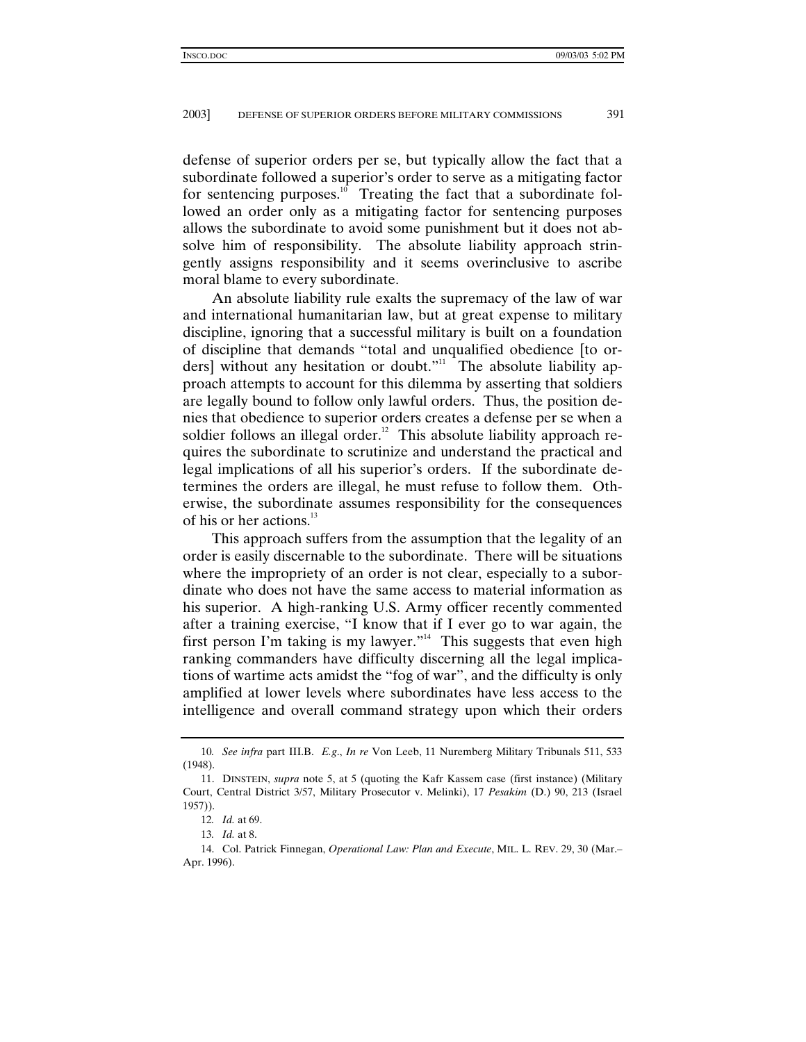defense of superior orders per se, but typically allow the fact that a subordinate followed a superior's order to serve as a mitigating factor for sentencing purposes.[10] Treating the fact that a subordinate followed an order only as a mitigating factor for sentencing purposes allows the subordinate to avoid some punishment but it does not absolve him of responsibility. The absolute liability approach stringently assigns responsibility and it seems overinclusive to ascribe moral blame to every subordinate.

An absolute liability rule exalts the supremacy of the law of war and international humanitarian law, but at great expense to military discipline, ignoring that a successful military is built on a foundation of discipline that demands "total and unqualified obedience [to orders] without any hesitation or doubt."[11] The absolute liability approach attempts to account for this dilemma by asserting that soldiers are legally bound to follow only lawful orders. Thus, the position denies that obedience to superior orders creates a defense per se when a soldier follows an illegal order.[12] This absolute liability approach requires the subordinate to scrutinize and understand the practical and legal implications of all his superior's orders. If the subordinate determines the orders are illegal, he must refuse to follow them. Otherwise, the subordinate assumes responsibility for the consequences of his or her actions.[13]

This approach suffers from the assumption that the legality of an order is easily discernable to the subordinate. There will be situations where the impropriety of an order is not clear, especially to a subordinate who does not have the same access to material information as his superior. A high-ranking U.S. Army officer recently commented after a training exercise, "I know that if I ever go to war again, the first person I'm taking is my lawyer."[14] This suggests that even high ranking commanders have difficulty discerning all the legal implications of wartime acts amidst the "fog of war", and the difficulty is only amplified at lower levels where subordinates have less access to the intelligence and overall command strategy upon which their orders

---

10. *See infra* part III.B. *E.g.*, *In re* Von Leeb, 11 Nuremberg Military Tribunals 511, 533 (1948).

11. DINSTEIN, *supra* note 5, at 5 (quoting the Kafr Kassem case (first instance) (Military Court, Central District 3/57, Military Prosecutor v. Melinki), 17 *Pesakim* (D.) 90, 213 (Israel 1957)).

12. *Id.* at 69.

13. *Id.* at 8.

14. Col. Patrick Finnegan, *Operational Law: Plan and Execute*, MIL. L. REV. 29, 30 (Mar.–Apr. 1996).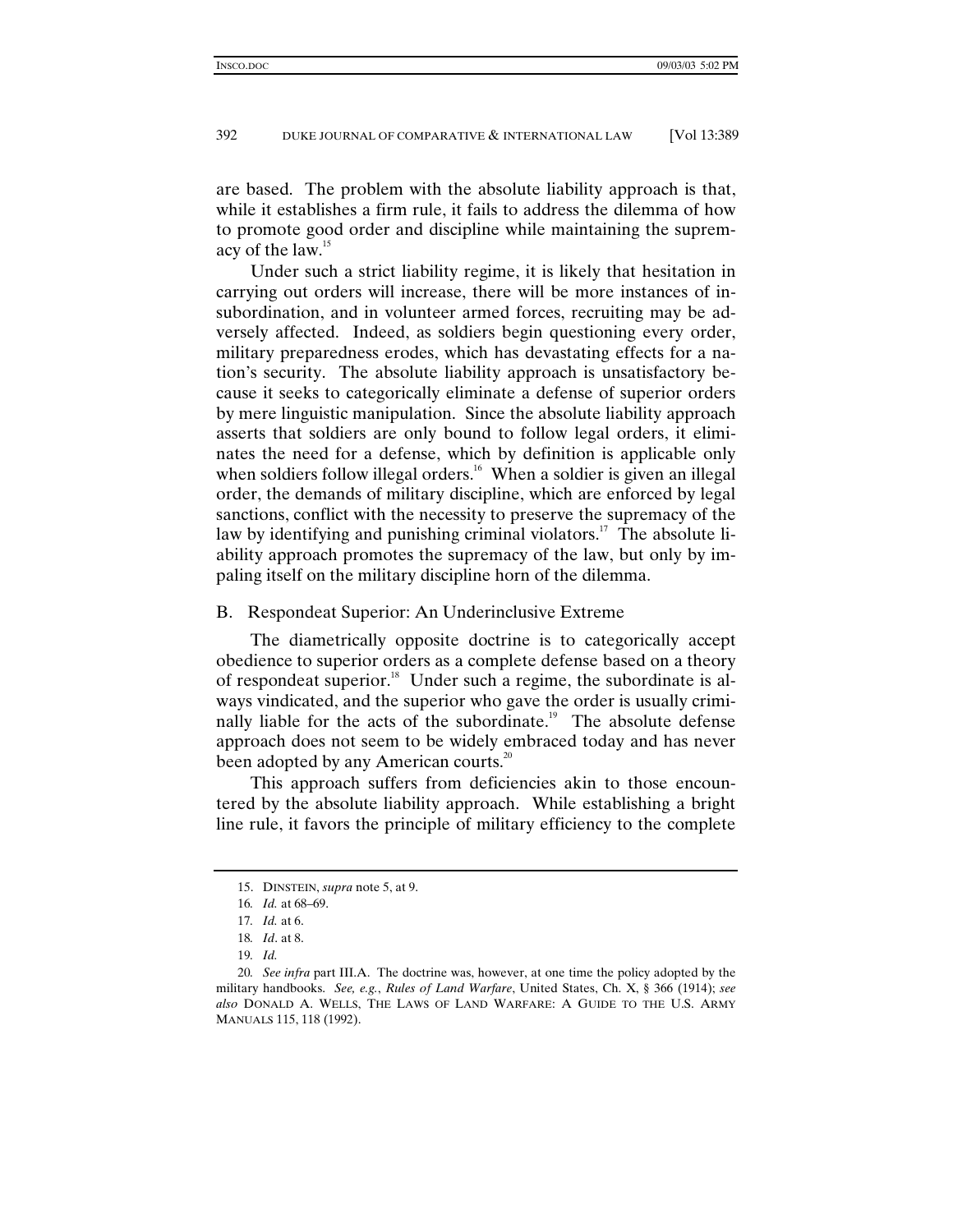are based. The problem with the absolute liability approach is that, while it establishes a firm rule, it fails to address the dilemma of how to promote good order and discipline while maintaining the supremacy of the law.[15]

Under such a strict liability regime, it is likely that hesitation in carrying out orders will increase, there will be more instances of insubordination, and in volunteer armed forces, recruiting may be adversely affected. Indeed, as soldiers begin questioning every order, military preparedness erodes, which has devastating effects for a nation's security. The absolute liability approach is unsatisfactory because it seeks to categorically eliminate a defense of superior orders by mere linguistic manipulation. Since the absolute liability approach asserts that soldiers are only bound to follow legal orders, it eliminates the need for a defense, which by definition is applicable only when soldiers follow illegal orders.[16] When a soldier is given an illegal order, the demands of military discipline, which are enforced by legal sanctions, conflict with the necessity to preserve the supremacy of the law by identifying and punishing criminal violators.[17] The absolute liability approach promotes the supremacy of the law, but only by impaling itself on the military discipline horn of the dilemma.

### B. Respondeat Superior: An Underinclusive Extreme

The diametrically opposite doctrine is to categorically accept obedience to superior orders as a complete defense based on a theory of respondeat superior.[18] Under such a regime, the subordinate is always vindicated, and the superior who gave the order is usually criminally liable for the acts of the subordinate.[19] The absolute defense approach does not seem to be widely embraced today and has never been adopted by any American courts.[20]

This approach suffers from deficiencies akin to those encountered by the absolute liability approach. While establishing a bright line rule, it favors the principle of military efficiency to the complete

---

15. DINSTEIN, *supra* note 5, at 9.

16. *Id.* at 68–69.

17. *Id.* at 6.

18. *Id*. at 8.

19. *Id.*

20. *See infra* part III.A. The doctrine was, however, at one time the policy adopted by the military handbooks. *See, e.g.*, *Rules of Land Warfare*, United States, Ch. X, § 366 (1914); *see also* DONALD A. WELLS, THE LAWS OF LAND WARFARE: A GUIDE TO THE U.S. ARMY MANUALS 115, 118 (1992).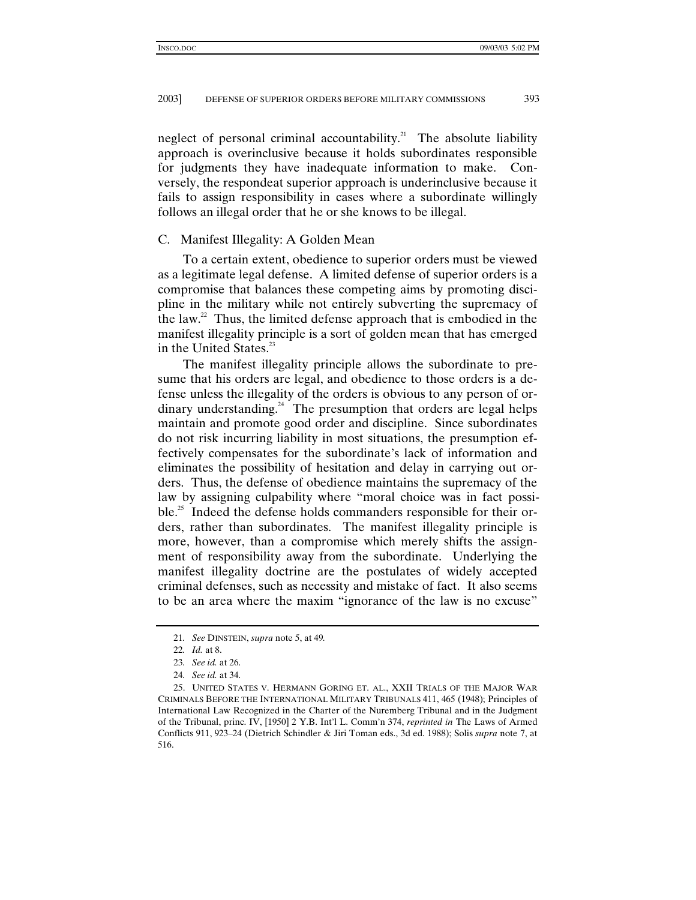neglect of personal criminal accountability.[21] The absolute liability approach is overinclusive because it holds subordinates responsible for judgments they have inadequate information to make. Conversely, the respondeat superior approach is underinclusive because it fails to assign responsibility in cases where a subordinate willingly follows an illegal order that he or she knows to be illegal.

### C. Manifest Illegality: A Golden Mean

To a certain extent, obedience to superior orders must be viewed as a legitimate legal defense. A limited defense of superior orders is a compromise that balances these competing aims by promoting discipline in the military while not entirely subverting the supremacy of the law.[22] Thus, the limited defense approach that is embodied in the manifest illegality principle is a sort of golden mean that has emerged in the United States.[23]

The manifest illegality principle allows the subordinate to presume that his orders are legal, and obedience to those orders is a defense unless the illegality of the orders is obvious to any person of ordinary understanding.[24] The presumption that orders are legal helps maintain and promote good order and discipline. Since subordinates do not risk incurring liability in most situations, the presumption effectively compensates for the subordinate's lack of information and eliminates the possibility of hesitation and delay in carrying out orders. Thus, the defense of obedience maintains the supremacy of the law by assigning culpability where "moral choice was in fact possible.[25] Indeed the defense holds commanders responsible for their orders, rather than subordinates. The manifest illegality principle is more, however, than a compromise which merely shifts the assignment of responsibility away from the subordinate. Underlying the manifest illegality doctrine are the postulates of widely accepted criminal defenses, such as necessity and mistake of fact. It also seems to be an area where the maxim "ignorance of the law is no excuse"

---

21. *See* DINSTEIN, *supra* note 5, at 49.

22. *Id.* at 8.

23. *See id.* at 26.

24. *See id.* at 34.

25. UNITED STATES V. HERMANN GORING ET. AL., XXII TRIALS OF THE MAJOR WAR CRIMINALS BEFORE THE INTERNATIONAL MILITARY TRIBUNALS 411, 465 (1948); Principles of International Law Recognized in the Charter of the Nuremberg Tribunal and in the Judgment of the Tribunal, princ. IV, [1950] 2 Y.B. Int'l L. Comm'n 374, *reprinted in* The Laws of Armed Conflicts 911, 923–24 (Dietrich Schindler & Jiri Toman eds., 3d ed. 1988); Solis *supra* note 7, at 516.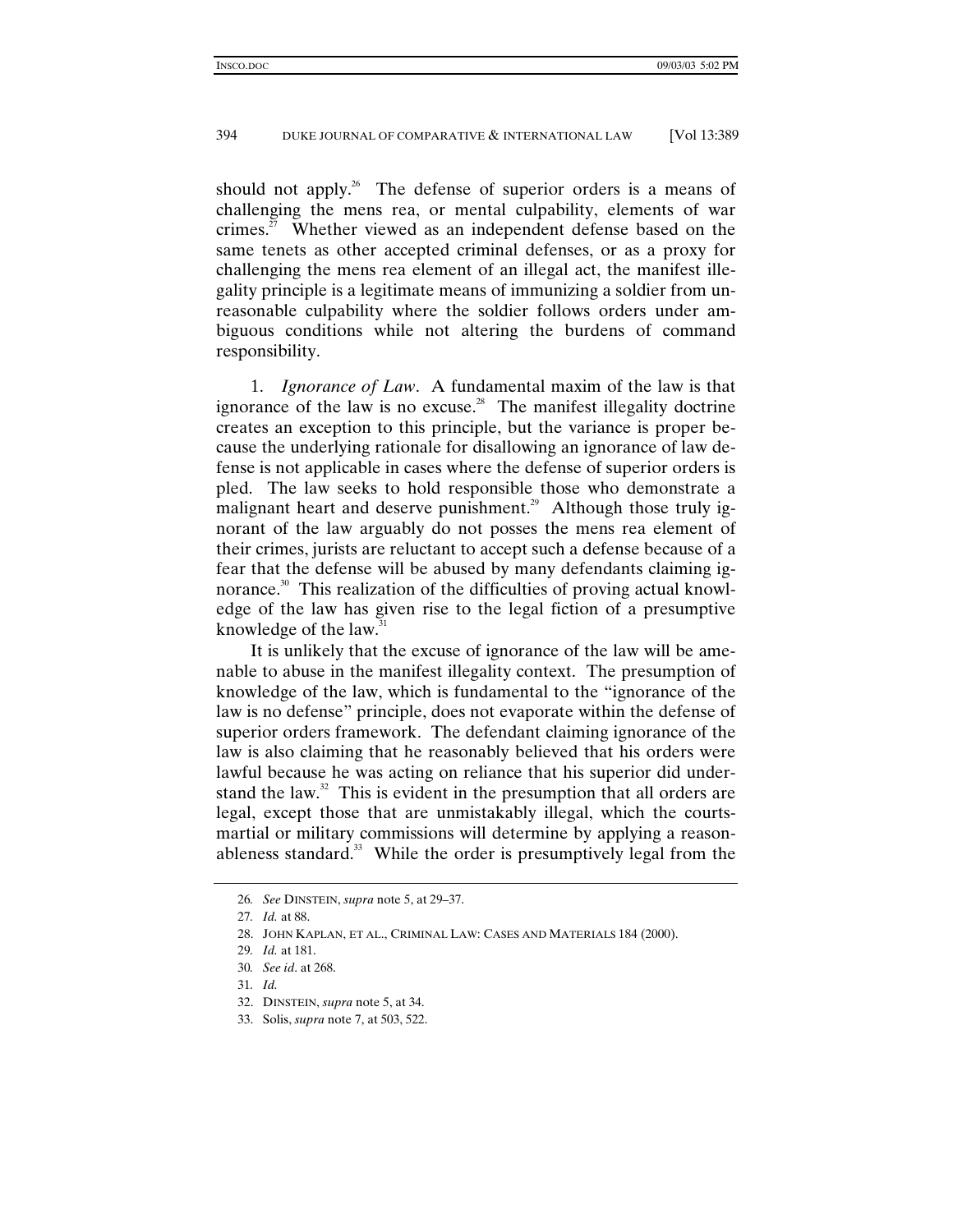should not apply.[26] The defense of superior orders is a means of challenging the mens rea, or mental culpability, elements of war crimes.[27] Whether viewed as an independent defense based on the same tenets as other accepted criminal defenses, or as a proxy for challenging the mens rea element of an illegal act, the manifest illegality principle is a legitimate means of immunizing a soldier from unreasonable culpability where the soldier follows orders under ambiguous conditions while not altering the burdens of command responsibility.

1. *Ignorance of Law*. A fundamental maxim of the law is that ignorance of the law is no excuse.[28] The manifest illegality doctrine creates an exception to this principle, but the variance is proper because the underlying rationale for disallowing an ignorance of law defense is not applicable in cases where the defense of superior orders is pled. The law seeks to hold responsible those who demonstrate a malignant heart and deserve punishment.[29] Although those truly ignorant of the law arguably do not posses the mens rea element of their crimes, jurists are reluctant to accept such a defense because of a fear that the defense will be abused by many defendants claiming ignorance.[30] This realization of the difficulties of proving actual knowledge of the law has given rise to the legal fiction of a presumptive knowledge of the law.[31]

It is unlikely that the excuse of ignorance of the law will be amenable to abuse in the manifest illegality context. The presumption of knowledge of the law, which is fundamental to the "ignorance of the law is no defense" principle, does not evaporate within the defense of superior orders framework. The defendant claiming ignorance of the law is also claiming that he reasonably believed that his orders were lawful because he was acting on reliance that his superior did understand the law.[32] This is evident in the presumption that all orders are legal, except those that are unmistakably illegal, which the courts-martial or military commissions will determine by applying a reasonableness standard.[33] While the order is presumptively legal from the

---

26. *See* DINSTEIN, *supra* note 5, at 29–37.
27. *Id.* at 88.
28. JOHN KAPLAN, ET AL., CRIMINAL LAW: CASES AND MATERIALS 184 (2000).
29. *Id.* at 181.
30. *See id*. at 268.
31. *Id.*
32. DINSTEIN, *supra* note 5, at 34.
33. Solis, *supra* note 7, at 503, 522.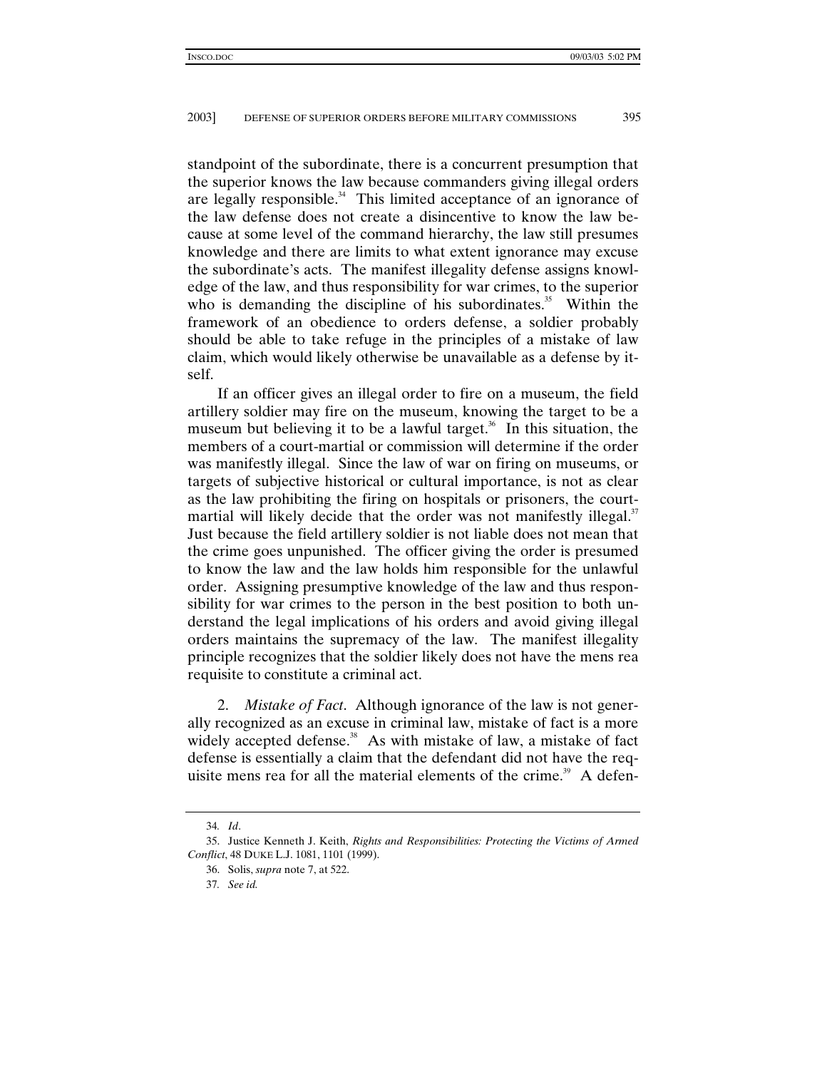standpoint of the subordinate, there is a concurrent presumption that the superior knows the law because commanders giving illegal orders are legally responsible.[34] This limited acceptance of an ignorance of the law defense does not create a disincentive to know the law because at some level of the command hierarchy, the law still presumes knowledge and there are limits to what extent ignorance may excuse the subordinate's acts. The manifest illegality defense assigns knowledge of the law, and thus responsibility for war crimes, to the superior who is demanding the discipline of his subordinates.[35] Within the framework of an obedience to orders defense, a soldier probably should be able to take refuge in the principles of a mistake of law claim, which would likely otherwise be unavailable as a defense by itself.

If an officer gives an illegal order to fire on a museum, the field artillery soldier may fire on the museum, knowing the target to be a museum but believing it to be a lawful target.[36] In this situation, the members of a court-martial or commission will determine if the order was manifestly illegal. Since the law of war on firing on museums, or targets of subjective historical or cultural importance, is not as clear as the law prohibiting the firing on hospitals or prisoners, the court-martial will likely decide that the order was not manifestly illegal.[37] Just because the field artillery soldier is not liable does not mean that the crime goes unpunished. The officer giving the order is presumed to know the law and the law holds him responsible for the unlawful order. Assigning presumptive knowledge of the law and thus responsibility for war crimes to the person in the best position to both understand the legal implications of his orders and avoid giving illegal orders maintains the supremacy of the law. The manifest illegality principle recognizes that the soldier likely does not have the mens rea requisite to constitute a criminal act.

2. *Mistake of Fact*. Although ignorance of the law is not generally recognized as an excuse in criminal law, mistake of fact is a more widely accepted defense.[38] As with mistake of law, a mistake of fact defense is essentially a claim that the defendant did not have the requisite mens rea for all the material elements of the crime.[39] A defen-

---

34. *Id*.

35. Justice Kenneth J. Keith, *Rights and Responsibilities: Protecting the Victims of Armed Conflict*, 48 DUKE L.J. 1081, 1101 (1999).

36. Solis, *supra* note 7, at 522.

37. *See id.*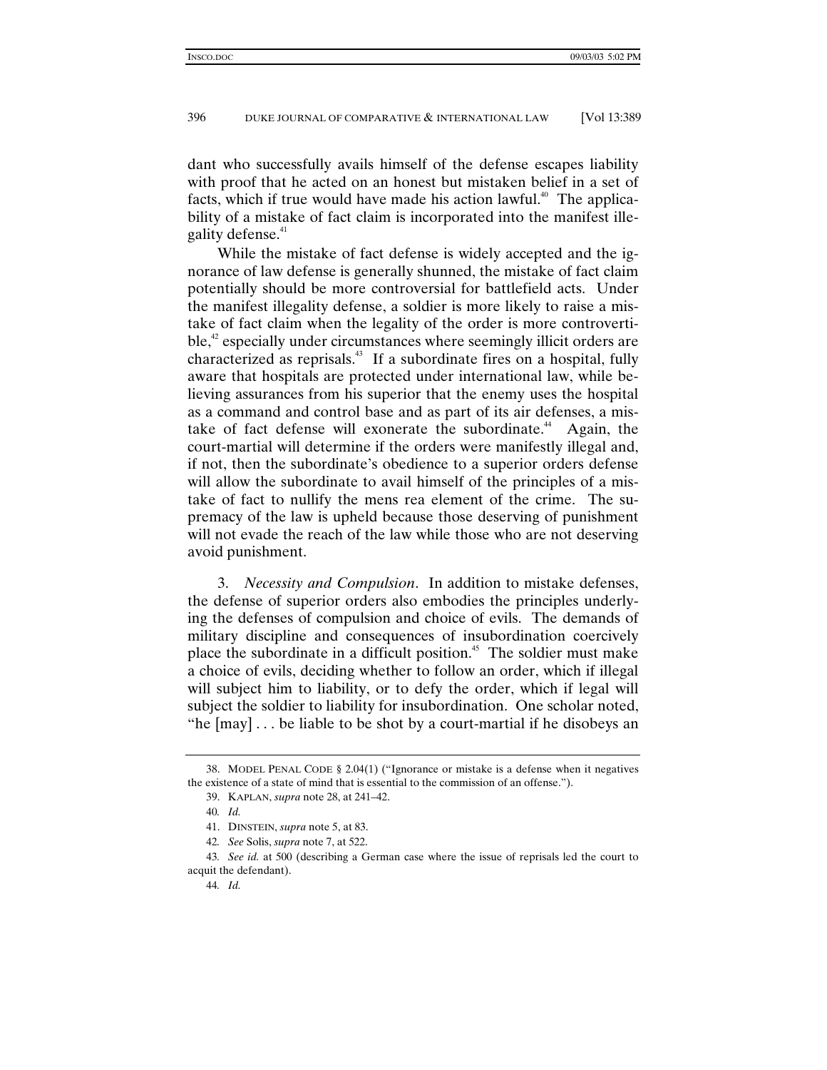dant who successfully avails himself of the defense escapes liability with proof that he acted on an honest but mistaken belief in a set of facts, which if true would have made his action lawful.[40] The applicability of a mistake of fact claim is incorporated into the manifest illegality defense.[41]

While the mistake of fact defense is widely accepted and the ignorance of law defense is generally shunned, the mistake of fact claim potentially should be more controversial for battlefield acts. Under the manifest illegality defense, a soldier is more likely to raise a mistake of fact claim when the legality of the order is more controvertible,[42] especially under circumstances where seemingly illicit orders are characterized as reprisals.[43] If a subordinate fires on a hospital, fully aware that hospitals are protected under international law, while believing assurances from his superior that the enemy uses the hospital as a command and control base and as part of its air defenses, a mistake of fact defense will exonerate the subordinate.[44] Again, the court-martial will determine if the orders were manifestly illegal and, if not, then the subordinate's obedience to a superior orders defense will allow the subordinate to avail himself of the principles of a mistake of fact to nullify the mens rea element of the crime. The supremacy of the law is upheld because those deserving of punishment will not evade the reach of the law while those who are not deserving avoid punishment.

3. *Necessity and Compulsion*. In addition to mistake defenses, the defense of superior orders also embodies the principles underlying the defenses of compulsion and choice of evils. The demands of military discipline and consequences of insubordination coercively place the subordinate in a difficult position.[45] The soldier must make a choice of evils, deciding whether to follow an order, which if illegal will subject him to liability, or to defy the order, which if legal will subject the soldier to liability for insubordination. One scholar noted, "he [may] . . . be liable to be shot by a court-martial if he disobeys an

---

38. MODEL PENAL CODE § 2.04(1) ("Ignorance or mistake is a defense when it negatives the existence of a state of mind that is essential to the commission of an offense.").

39. KAPLAN, *supra* note 28, at 241–42.

40. *Id.*

41. DINSTEIN, *supra* note 5, at 83.

42. *See* Solis, *supra* note 7, at 522.

43. *See id.* at 500 (describing a German case where the issue of reprisals led the court to acquit the defendant).

44. *Id.*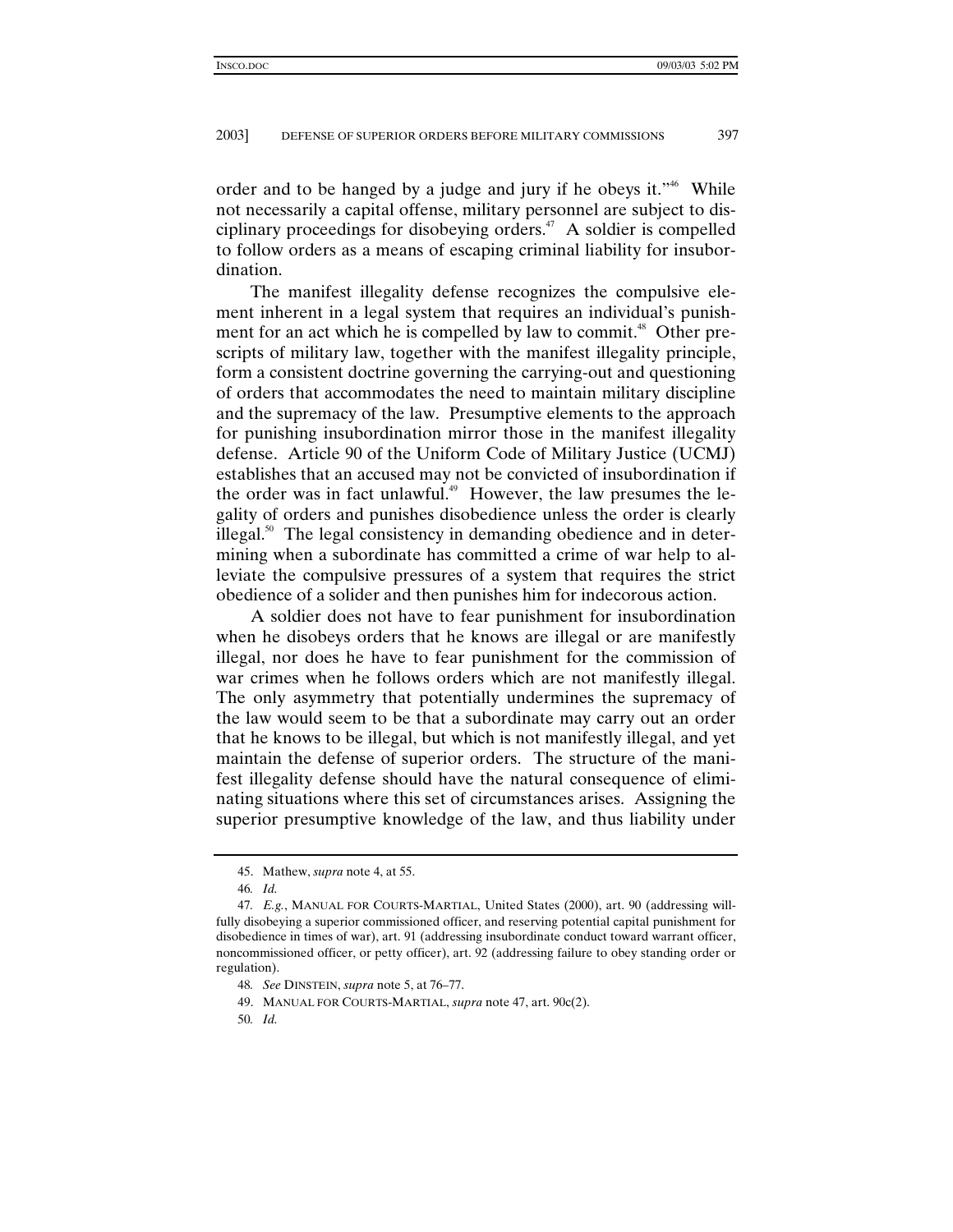order and to be hanged by a judge and jury if he obeys it."[46] While not necessarily a capital offense, military personnel are subject to disciplinary proceedings for disobeying orders.[47] A soldier is compelled to follow orders as a means of escaping criminal liability for insubordination.

The manifest illegality defense recognizes the compulsive element inherent in a legal system that requires an individual's punishment for an act which he is compelled by law to commit.[48] Other prescripts of military law, together with the manifest illegality principle, form a consistent doctrine governing the carrying-out and questioning of orders that accommodates the need to maintain military discipline and the supremacy of the law. Presumptive elements to the approach for punishing insubordination mirror those in the manifest illegality defense. Article 90 of the Uniform Code of Military Justice (UCMJ) establishes that an accused may not be convicted of insubordination if the order was in fact unlawful.[49] However, the law presumes the legality of orders and punishes disobedience unless the order is clearly illegal.[50] The legal consistency in demanding obedience and in determining when a subordinate has committed a crime of war help to alleviate the compulsive pressures of a system that requires the strict obedience of a solider and then punishes him for indecorous action.

A soldier does not have to fear punishment for insubordination when he disobeys orders that he knows are illegal or are manifestly illegal, nor does he have to fear punishment for the commission of war crimes when he follows orders which are not manifestly illegal. The only asymmetry that potentially undermines the supremacy of the law would seem to be that a subordinate may carry out an order that he knows to be illegal, but which is not manifestly illegal, and yet maintain the defense of superior orders. The structure of the manifest illegality defense should have the natural consequence of eliminating situations where this set of circumstances arises. Assigning the superior presumptive knowledge of the law, and thus liability under

---

45. Mathew, *supra* note 4, at 55.

46. *Id.*

47. *E.g.*, MANUAL FOR COURTS-MARTIAL, United States (2000), art. 90 (addressing willfully disobeying a superior commissioned officer, and reserving potential capital punishment for disobedience in times of war), art. 91 (addressing insubordinate conduct toward warrant officer, noncommissioned officer, or petty officer), art. 92 (addressing failure to obey standing order or regulation).

48. *See* DINSTEIN, *supra* note 5, at 76–77.

49. MANUAL FOR COURTS-MARTIAL, *supra* note 47, art. 90c(2).

50. *Id.*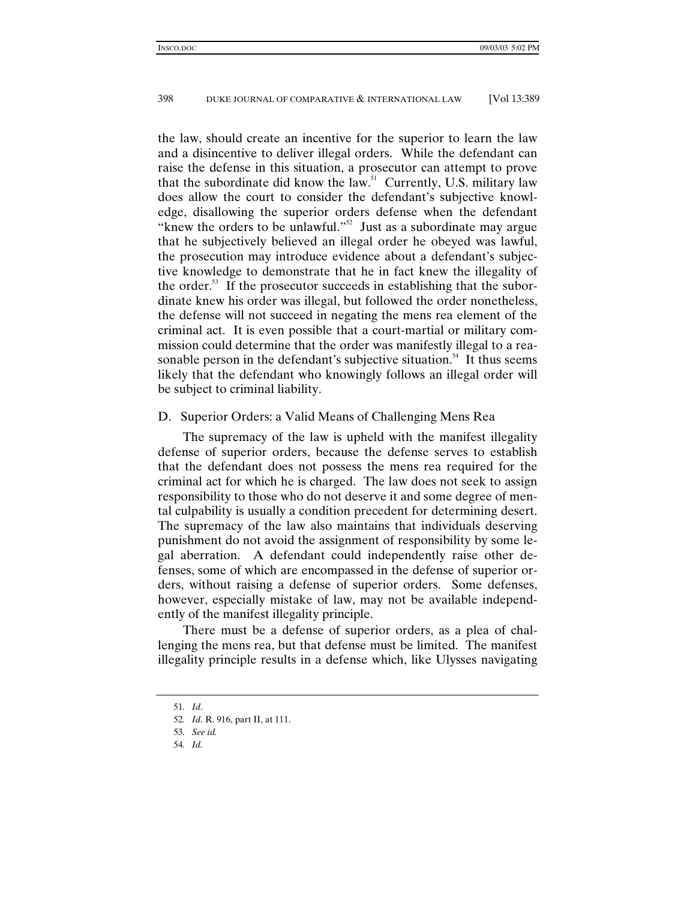the law, should create an incentive for the superior to learn the law and a disincentive to deliver illegal orders. While the defendant can raise the defense in this situation, a prosecutor can attempt to prove that the subordinate did know the law.[51] Currently, U.S. military law does allow the court to consider the defendant's subjective knowledge, disallowing the superior orders defense when the defendant "knew the orders to be unlawful."[52] Just as a subordinate may argue that he subjectively believed an illegal order he obeyed was lawful, the prosecution may introduce evidence about a defendant's subjective knowledge to demonstrate that he in fact knew the illegality of the order.[53] If the prosecutor succeeds in establishing that the subordinate knew his order was illegal, but followed the order nonetheless, the defense will not succeed in negating the mens rea element of the criminal act. It is even possible that a court-martial or military commission could determine that the order was manifestly illegal to a reasonable person in the defendant's subjective situation.[54] It thus seems likely that the defendant who knowingly follows an illegal order will be subject to criminal liability.

### D. Superior Orders: a Valid Means of Challenging Mens Rea

The supremacy of the law is upheld with the manifest illegality defense of superior orders, because the defense serves to establish that the defendant does not possess the mens rea required for the criminal act for which he is charged. The law does not seek to assign responsibility to those who do not deserve it and some degree of mental culpability is usually a condition precedent for determining desert. The supremacy of the law also maintains that individuals deserving punishment do not avoid the assignment of responsibility by some legal aberration. A defendant could independently raise other defenses, some of which are encompassed in the defense of superior orders, without raising a defense of superior orders. Some defenses, however, especially mistake of law, may not be available independently of the manifest illegality principle.

There must be a defense of superior orders, as a plea of challenging the mens rea, but that defense must be limited. The manifest illegality principle results in a defense which, like Ulysses navigating

---

51. *Id*.
52. *Id*. R. 916, part II, at 111.
53. *See id.*
54. *Id.*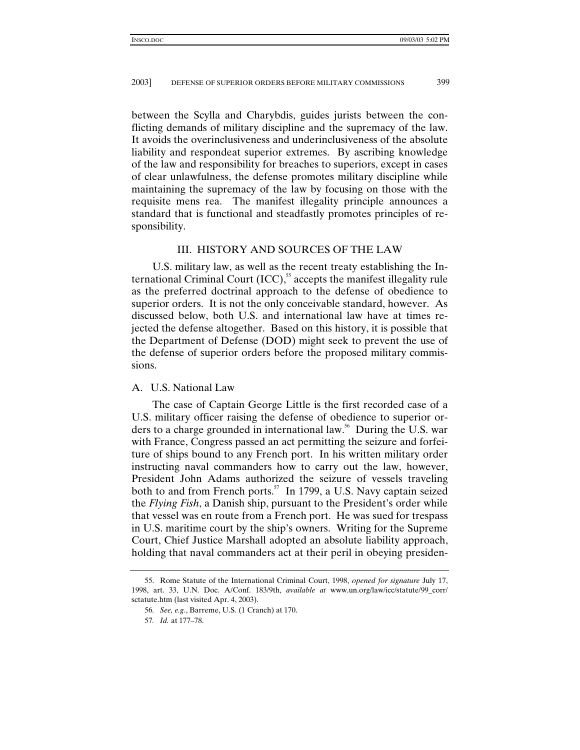between the Scylla and Charybdis, guides jurists between the conflicting demands of military discipline and the supremacy of the law. It avoids the overinclusiveness and underinclusiveness of the absolute liability and respondeat superior extremes. By ascribing knowledge of the law and responsibility for breaches to superiors, except in cases of clear unlawfulness, the defense promotes military discipline while maintaining the supremacy of the law by focusing on those with the requisite mens rea. The manifest illegality principle announces a standard that is functional and steadfastly promotes principles of responsibility.

## III. HISTORY AND SOURCES OF THE LAW

U.S. military law, as well as the recent treaty establishing the International Criminal Court (ICC),[55] accepts the manifest illegality rule as the preferred doctrinal approach to the defense of obedience to superior orders. It is not the only conceivable standard, however. As discussed below, both U.S. and international law have at times rejected the defense altogether. Based on this history, it is possible that the Department of Defense (DOD) might seek to prevent the use of the defense of superior orders before the proposed military commissions.

### A. U.S. National Law

The case of Captain George Little is the first recorded case of a U.S. military officer raising the defense of obedience to superior orders to a charge grounded in international law.[56] During the U.S. war with France, Congress passed an act permitting the seizure and forfeiture of ships bound to any French port. In his written military order instructing naval commanders how to carry out the law, however, President John Adams authorized the seizure of vessels traveling both to and from French ports.[57] In 1799, a U.S. Navy captain seized the *Flying Fish*, a Danish ship, pursuant to the President's order while that vessel was en route from a French port. He was sued for trespass in U.S. maritime court by the ship's owners. Writing for the Supreme Court, Chief Justice Marshall adopted an absolute liability approach, holding that naval commanders act at their peril in obeying presiden-

---

55. Rome Statute of the International Criminal Court, 1998, *opened for signature* July 17, 1998, art. 33, U.N. Doc. A/Conf. 183/9th, *available at* www.un.org/law/icc/statute/99_corr/sctatute.htm (last visited Apr. 4, 2003).

56. *See, e.g.*, Barreme, U.S. (1 Cranch) at 170.

57. *Id.* at 177–78.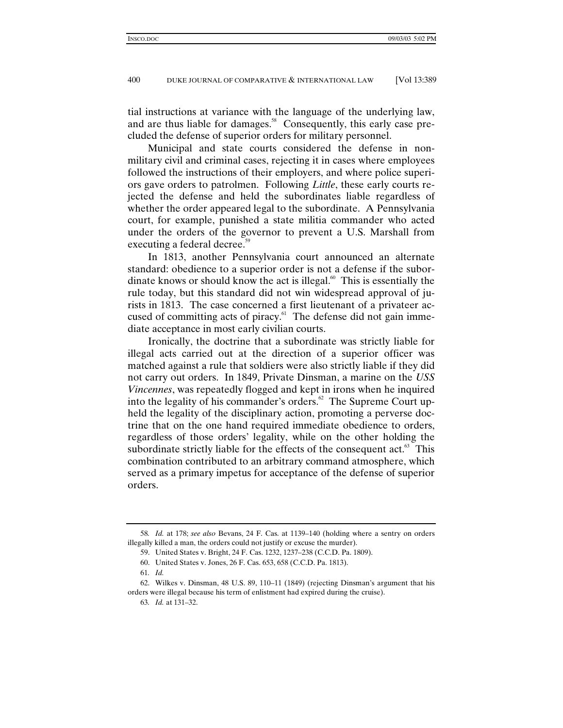tial instructions at variance with the language of the underlying law, and are thus liable for damages.[58] Consequently, this early case precluded the defense of superior orders for military personnel.

Municipal and state courts considered the defense in non-military civil and criminal cases, rejecting it in cases where employees followed the instructions of their employers, and where police superiors gave orders to patrolmen. Following *Little*, these early courts rejected the defense and held the subordinates liable regardless of whether the order appeared legal to the subordinate. A Pennsylvania court, for example, punished a state militia commander who acted under the orders of the governor to prevent a U.S. Marshall from executing a federal decree.[59]

In 1813, another Pennsylvania court announced an alternate standard: obedience to a superior order is not a defense if the subordinate knows or should know the act is illegal.[60] This is essentially the rule today, but this standard did not win widespread approval of jurists in 1813. The case concerned a first lieutenant of a privateer accused of committing acts of piracy.[61] The defense did not gain immediate acceptance in most early civilian courts.

Ironically, the doctrine that a subordinate was strictly liable for illegal acts carried out at the direction of a superior officer was matched against a rule that soldiers were also strictly liable if they did not carry out orders. In 1849, Private Dinsman, a marine on the *USS Vincennes*, was repeatedly flogged and kept in irons when he inquired into the legality of his commander's orders.[62] The Supreme Court upheld the legality of the disciplinary action, promoting a perverse doctrine that on the one hand required immediate obedience to orders, regardless of those orders' legality, while on the other holding the subordinate strictly liable for the effects of the consequent act.[63] This combination contributed to an arbitrary command atmosphere, which served as a primary impetus for acceptance of the defense of superior orders.

---

58. *Id.* at 178; *see also* Bevans, 24 F. Cas. at 1139–140 (holding where a sentry on orders illegally killed a man, the orders could not justify or excuse the murder).

59. United States v. Bright, 24 F. Cas. 1232, 1237–238 (C.C.D. Pa. 1809).

60. United States v. Jones, 26 F. Cas. 653, 658 (C.C.D. Pa. 1813).

61. *Id.*

62. Wilkes v. Dinsman, 48 U.S. 89, 110–11 (1849) (rejecting Dinsman's argument that his orders were illegal because his term of enlistment had expired during the cruise).

63. *Id.* at 131–32.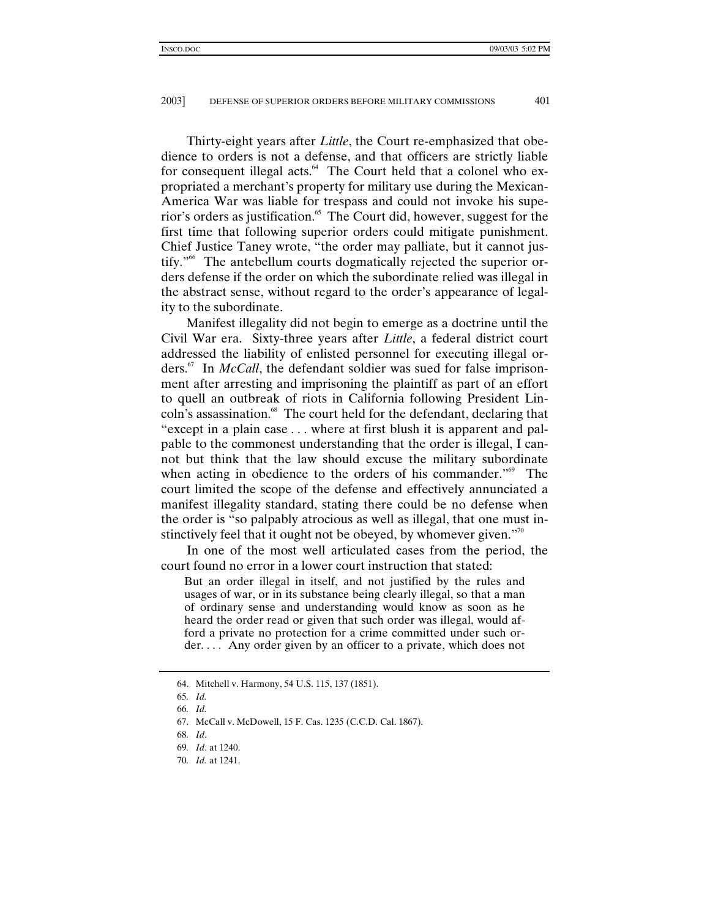Thirty-eight years after *Little*, the Court re-emphasized that obedience to orders is not a defense, and that officers are strictly liable for consequent illegal acts.[64] The Court held that a colonel who expropriated a merchant's property for military use during the Mexican-America War was liable for trespass and could not invoke his superior's orders as justification.[65] The Court did, however, suggest for the first time that following superior orders could mitigate punishment. Chief Justice Taney wrote, "the order may palliate, but it cannot justify."[66] The antebellum courts dogmatically rejected the superior orders defense if the order on which the subordinate relied was illegal in the abstract sense, without regard to the order's appearance of legality to the subordinate.

Manifest illegality did not begin to emerge as a doctrine until the Civil War era. Sixty-three years after *Little*, a federal district court addressed the liability of enlisted personnel for executing illegal orders.[67] In *McCall*, the defendant soldier was sued for false imprisonment after arresting and imprisoning the plaintiff as part of an effort to quell an outbreak of riots in California following President Lincoln's assassination.[68] The court held for the defendant, declaring that "except in a plain case . . . where at first blush it is apparent and palpable to the commonest understanding that the order is illegal, I cannot but think that the law should excuse the military subordinate when acting in obedience to the orders of his commander."[69] The court limited the scope of the defense and effectively annunciated a manifest illegality standard, stating there could be no defense when the order is "so palpably atrocious as well as illegal, that one must instinctively feel that it ought not be obeyed, by whomever given."[70]

In one of the most well articulated cases from the period, the court found no error in a lower court instruction that stated:

> But an order illegal in itself, and not justified by the rules and usages of war, or in its substance being clearly illegal, so that a man of ordinary sense and understanding would know as soon as he heard the order read or given that such order was illegal, would afford a private no protection for a crime committed under such order. . . . Any order given by an officer to a private, which does not

---

64. Mitchell v. Harmony, 54 U.S. 115, 137 (1851).

65. *Id.*

66. *Id.*

67. McCall v. McDowell, 15 F. Cas. 1235 (C.C.D. Cal. 1867).

68. *Id*.

69. *Id*. at 1240.

70. *Id.* at 1241.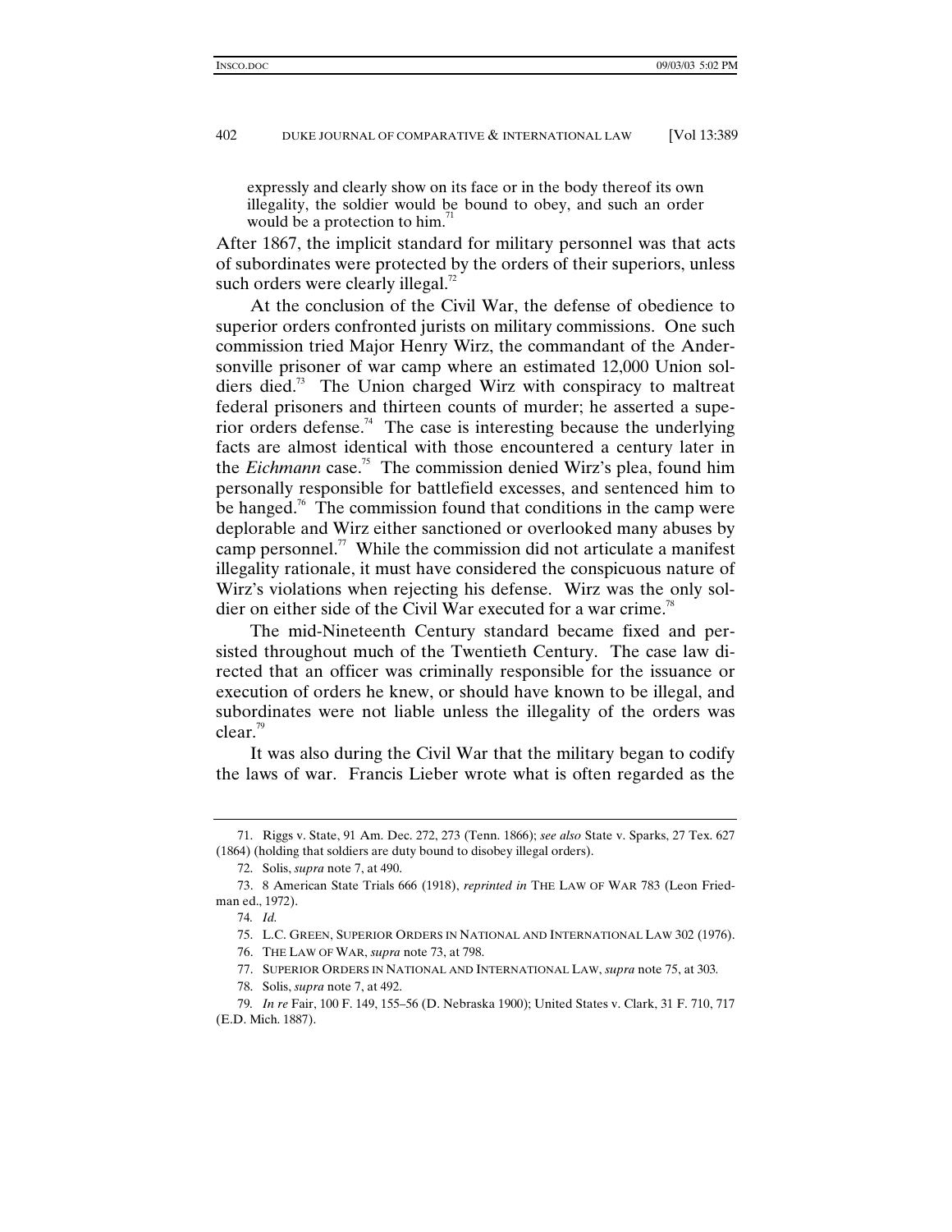> expressly and clearly show on its face or in the body thereof its own illegality, the soldier would be bound to obey, and such an order would be a protection to him.[71]

After 1867, the implicit standard for military personnel was that acts of subordinates were protected by the orders of their superiors, unless such orders were clearly illegal.[72]

At the conclusion of the Civil War, the defense of obedience to superior orders confronted jurists on military commissions. One such commission tried Major Henry Wirz, the commandant of the Andersonville prisoner of war camp where an estimated 12,000 Union soldiers died.[73] The Union charged Wirz with conspiracy to maltreat federal prisoners and thirteen counts of murder; he asserted a superior orders defense.[74] The case is interesting because the underlying facts are almost identical with those encountered a century later in the *Eichmann* case.[75] The commission denied Wirz's plea, found him personally responsible for battlefield excesses, and sentenced him to be hanged.[76] The commission found that conditions in the camp were deplorable and Wirz either sanctioned or overlooked many abuses by camp personnel.[77] While the commission did not articulate a manifest illegality rationale, it must have considered the conspicuous nature of Wirz's violations when rejecting his defense. Wirz was the only soldier on either side of the Civil War executed for a war crime.[78]

The mid-Nineteenth Century standard became fixed and persisted throughout much of the Twentieth Century. The case law directed that an officer was criminally responsible for the issuance or execution of orders he knew, or should have known to be illegal, and subordinates were not liable unless the illegality of the orders was clear.[79]

It was also during the Civil War that the military began to codify the laws of war. Francis Lieber wrote what is often regarded as the

---

71. Riggs v. State, 91 Am. Dec. 272, 273 (Tenn. 1866); *see also* State v. Sparks, 27 Tex. 627 (1864) (holding that soldiers are duty bound to disobey illegal orders).

72. Solis, *supra* note 7, at 490.

73. 8 American State Trials 666 (1918), *reprinted in* THE LAW OF WAR 783 (Leon Friedman ed., 1972).

74. *Id.*

75. L.C. GREEN, SUPERIOR ORDERS IN NATIONAL AND INTERNATIONAL LAW 302 (1976).

76. THE LAW OF WAR, *supra* note 73, at 798.

77. SUPERIOR ORDERS IN NATIONAL AND INTERNATIONAL LAW, *supra* note 75, at 303.

78. Solis, *supra* note 7, at 492.

79. *In re* Fair, 100 F. 149, 155–56 (D. Nebraska 1900); United States v. Clark, 31 F. 710, 717 (E.D. Mich. 1887).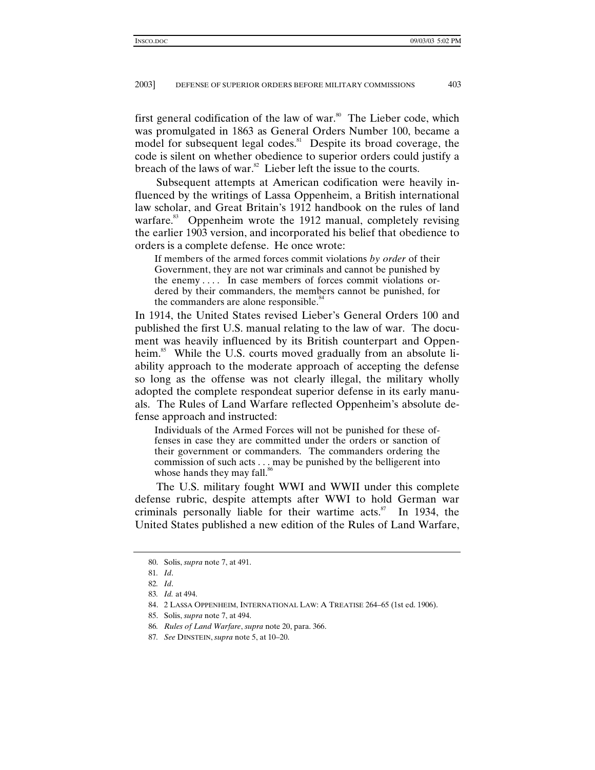first general codification of the law of war.[80] The Lieber code, which was promulgated in 1863 as General Orders Number 100, became a model for subsequent legal codes.[81] Despite its broad coverage, the code is silent on whether obedience to superior orders could justify a breach of the laws of war.[82] Lieber left the issue to the courts.

Subsequent attempts at American codification were heavily influenced by the writings of Lassa Oppenheim, a British international law scholar, and Great Britain's 1912 handbook on the rules of land warfare.[83] Oppenheim wrote the 1912 manual, completely revising the earlier 1903 version, and incorporated his belief that obedience to orders is a complete defense. He once wrote:

> If members of the armed forces commit violations *by order* of their Government, they are not war criminals and cannot be punished by the enemy . . . . In case members of forces commit violations ordered by their commanders, the members cannot be punished, for the commanders are alone responsible.[84]

In 1914, the United States revised Lieber's General Orders 100 and published the first U.S. manual relating to the law of war. The document was heavily influenced by its British counterpart and Oppenheim.[85] While the U.S. courts moved gradually from an absolute liability approach to the moderate approach of accepting the defense so long as the offense was not clearly illegal, the military wholly adopted the complete respondeat superior defense in its early manuals. The Rules of Land Warfare reflected Oppenheim's absolute defense approach and instructed:

> Individuals of the Armed Forces will not be punished for these offenses in case they are committed under the orders or sanction of their government or commanders. The commanders ordering the commission of such acts . . . may be punished by the belligerent into whose hands they may fall.[86]

The U.S. military fought WWI and WWII under this complete defense rubric, despite attempts after WWI to hold German war criminals personally liable for their wartime acts.[87] In 1934, the United States published a new edition of the Rules of Land Warfare,

---

80. Solis, *supra* note 7, at 491.

81. *Id*.

82. *Id*.

83. *Id.* at 494.

84. 2 LASSA OPPENHEIM, INTERNATIONAL LAW: A TREATISE 264–65 (1st ed. 1906).

85. Solis, *supra* note 7, at 494.

86. *Rules of Land Warfare*, *supra* note 20, para. 366.

87. *See* DINSTEIN, *supra* note 5, at 10–20.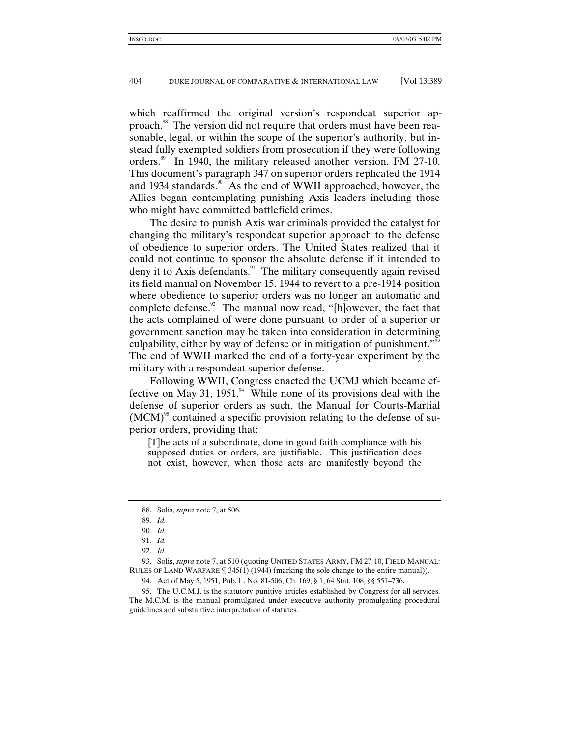which reaffirmed the original version's respondeat superior approach.[88] The version did not require that orders must have been reasonable, legal, or within the scope of the superior's authority, but instead fully exempted soldiers from prosecution if they were following orders.[89] In 1940, the military released another version, FM 27-10. This document's paragraph 347 on superior orders replicated the 1914 and 1934 standards.[90] As the end of WWII approached, however, the Allies began contemplating punishing Axis leaders including those who might have committed battlefield crimes.

The desire to punish Axis war criminals provided the catalyst for changing the military's respondeat superior approach to the defense of obedience to superior orders. The United States realized that it could not continue to sponsor the absolute defense if it intended to deny it to Axis defendants.[91] The military consequently again revised its field manual on November 15, 1944 to revert to a pre-1914 position where obedience to superior orders was no longer an automatic and complete defense.[92] The manual now read, "[h]owever, the fact that the acts complained of were done pursuant to order of a superior or government sanction may be taken into consideration in determining culpability, either by way of defense or in mitigation of punishment."[93] The end of WWII marked the end of a forty-year experiment by the military with a respondeat superior defense.

Following WWII, Congress enacted the UCMJ which became effective on May 31, 1951.[94] While none of its provisions deal with the defense of superior orders as such, the Manual for Courts-Martial (MCM)[95] contained a specific provision relating to the defense of superior orders, providing that:

> [T]he acts of a subordinate, done in good faith compliance with his supposed duties or orders, are justifiable. This justification does not exist, however, when those acts are manifestly beyond the

---

88. Solis, *supra* note 7, at 506.

89. *Id.*

90. *Id.*

91. *Id.*

92. *Id.*

93. Solis, *supra* note 7, at 510 (quoting UNITED STATES ARMY, FM 27-10, FIELD MANUAL: RULES OF LAND WARFARE ¶ 345(1) (1944) (marking the sole change to the entire manual)).

94. Act of May 5, 1951, Pub. L. No. 81-506, Ch. 169, § 1, 64 Stat. 108, §§ 551–736.

95. The U.C.M.J. is the statutory punitive articles established by Congress for all services. The M.C.M. is the manual promulgated under executive authority promulgating procedural guidelines and substantive interpretation of statutes.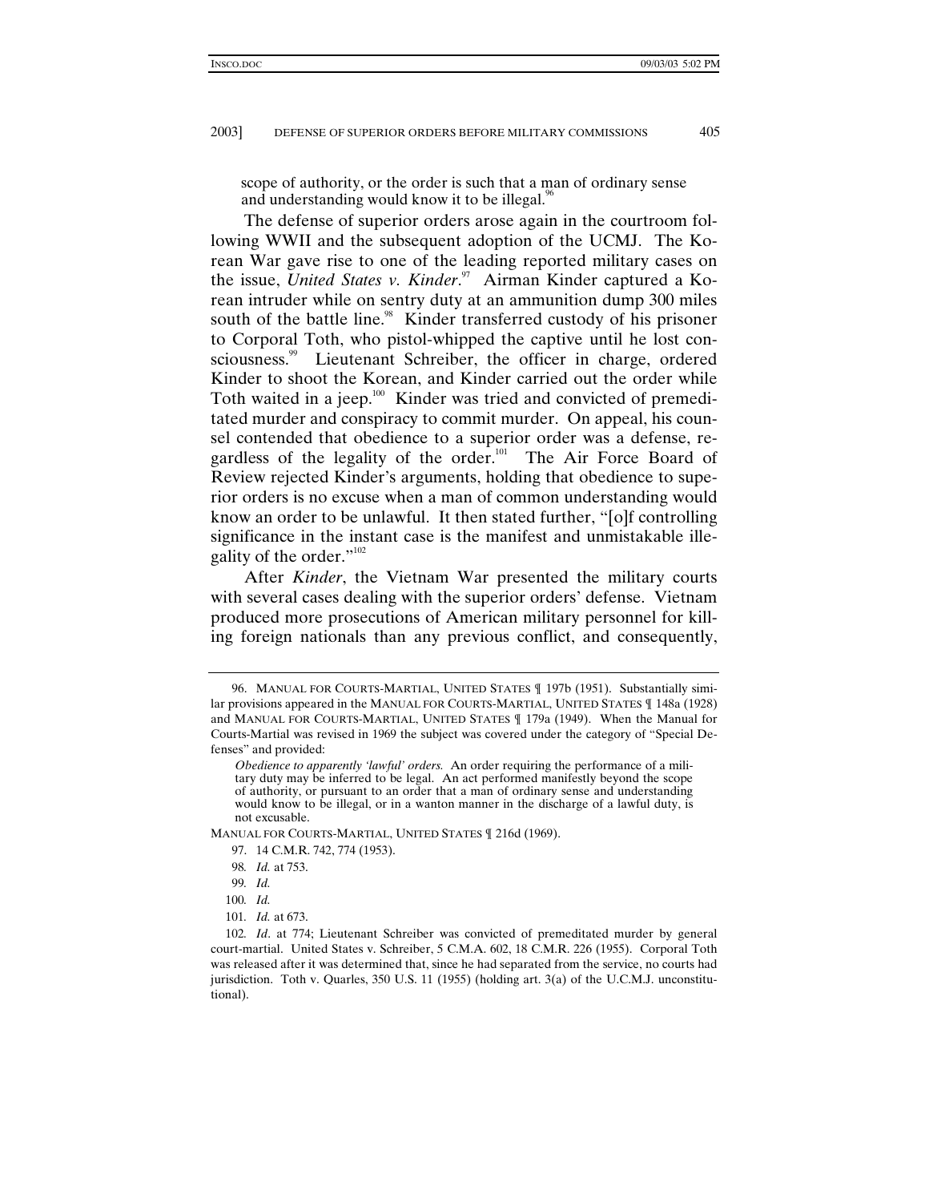scope of authority, or the order is such that a man of ordinary sense and understanding would know it to be illegal.[96]

The defense of superior orders arose again in the courtroom following WWII and the subsequent adoption of the UCMJ. The Korean War gave rise to one of the leading reported military cases on the issue, *United States v. Kinder*.[97] Airman Kinder captured a Korean intruder while on sentry duty at an ammunition dump 300 miles south of the battle line.[98] Kinder transferred custody of his prisoner to Corporal Toth, who pistol-whipped the captive until he lost consciousness.[99] Lieutenant Schreiber, the officer in charge, ordered Kinder to shoot the Korean, and Kinder carried out the order while Toth waited in a jeep.[100] Kinder was tried and convicted of premeditated murder and conspiracy to commit murder. On appeal, his counsel contended that obedience to a superior order was a defense, regardless of the legality of the order.[101] The Air Force Board of Review rejected Kinder's arguments, holding that obedience to superior orders is no excuse when a man of common understanding would know an order to be unlawful. It then stated further, "[o]f controlling significance in the instant case is the manifest and unmistakable illegality of the order."[102]

After *Kinder*, the Vietnam War presented the military courts with several cases dealing with the superior orders' defense. Vietnam produced more prosecutions of American military personnel for killing foreign nationals than any previous conflict, and consequently,

---

96. MANUAL FOR COURTS-MARTIAL, UNITED STATES ¶ 197b (1951). Substantially similar provisions appeared in the MANUAL FOR COURTS-MARTIAL, UNITED STATES ¶ 148a (1928) and MANUAL FOR COURTS-MARTIAL, UNITED STATES ¶ 179a (1949). When the Manual for Courts-Martial was revised in 1969 the subject was covered under the category of "Special Defenses" and provided:

> *Obedience to apparently 'lawful' orders.* An order requiring the performance of a military duty may be inferred to be legal. An act performed manifestly beyond the scope of authority, or pursuant to an order that a man of ordinary sense and understanding would know to be illegal, or in a wanton manner in the discharge of a lawful duty, is not excusable.

MANUAL FOR COURTS-MARTIAL, UNITED STATES ¶ 216d (1969).

97. 14 C.M.R. 742, 774 (1953).

98. *Id.* at 753.

99. *Id.*

100. *Id.*

101. *Id.* at 673.

102. *Id*. at 774; Lieutenant Schreiber was convicted of premeditated murder by general court-martial. United States v. Schreiber, 5 C.M.A. 602, 18 C.M.R. 226 (1955). Corporal Toth was released after it was determined that, since he had separated from the service, no courts had jurisdiction. Toth v. Quarles, 350 U.S. 11 (1955) (holding art. 3(a) of the U.C.M.J. unconstitutional).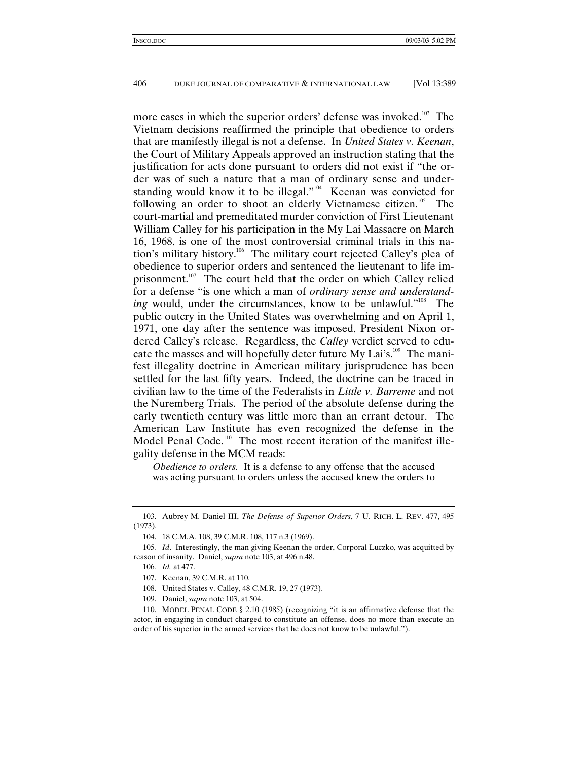more cases in which the superior orders' defense was invoked.[103] The Vietnam decisions reaffirmed the principle that obedience to orders that are manifestly illegal is not a defense. In *United States v. Keenan*, the Court of Military Appeals approved an instruction stating that the justification for acts done pursuant to orders did not exist if "the order was of such a nature that a man of ordinary sense and understanding would know it to be illegal."[104] Keenan was convicted for following an order to shoot an elderly Vietnamese citizen.[105] The court-martial and premeditated murder conviction of First Lieutenant William Calley for his participation in the My Lai Massacre on March 16, 1968, is one of the most controversial criminal trials in this nation's military history.[106] The military court rejected Calley's plea of obedience to superior orders and sentenced the lieutenant to life imprisonment.[107] The court held that the order on which Calley relied for a defense "is one which a man of *ordinary sense and understanding* would, under the circumstances, know to be unlawful."[108] The public outcry in the United States was overwhelming and on April 1, 1971, one day after the sentence was imposed, President Nixon ordered Calley's release. Regardless, the *Calley* verdict served to educate the masses and will hopefully deter future My Lai's.[109] The manifest illegality doctrine in American military jurisprudence has been settled for the last fifty years. Indeed, the doctrine can be traced in civilian law to the time of the Federalists in *Little v. Barreme* and not the Nuremberg Trials. The period of the absolute defense during the early twentieth century was little more than an errant detour. The American Law Institute has even recognized the defense in the Model Penal Code.[110] The most recent iteration of the manifest illegality defense in the MCM reads:

> *Obedience to orders.* It is a defense to any offense that the accused was acting pursuant to orders unless the accused knew the orders to

---

103. Aubrey M. Daniel III, *The Defense of Superior Orders*, 7 U. RICH. L. REV. 477, 495 (1973).

104. 18 C.M.A. 108, 39 C.M.R. 108, 117 n.3 (1969).

105. *Id*. Interestingly, the man giving Keenan the order, Corporal Luczko, was acquitted by reason of insanity. Daniel, *supra* note 103, at 496 n.48.

106. *Id.* at 477.

107. Keenan, 39 C.M.R. at 110.

108. United States v. Calley, 48 C.M.R. 19, 27 (1973).

109. Daniel, *supra* note 103, at 504.

110. MODEL PENAL CODE § 2.10 (1985) (recognizing "it is an affirmative defense that the actor, in engaging in conduct charged to constitute an offense, does no more than execute an order of his superior in the armed services that he does not know to be unlawful.").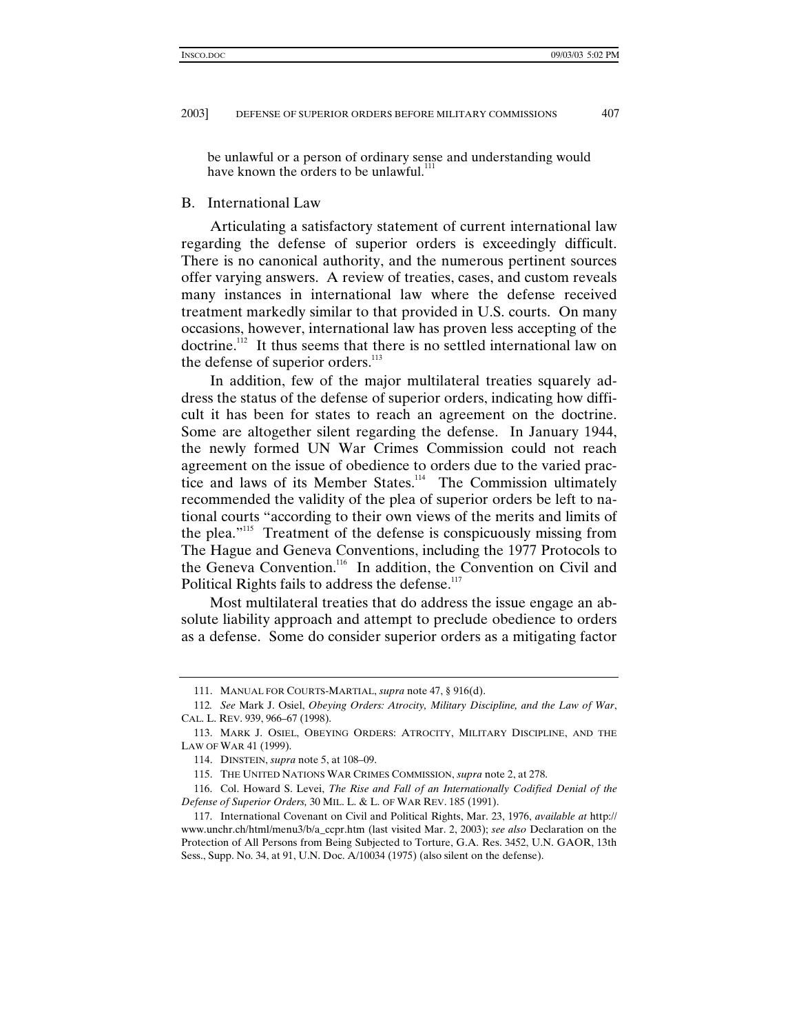be unlawful or a person of ordinary sense and understanding would have known the orders to be unlawful.[111]

## B. International Law

Articulating a satisfactory statement of current international law regarding the defense of superior orders is exceedingly difficult. There is no canonical authority, and the numerous pertinent sources offer varying answers. A review of treaties, cases, and custom reveals many instances in international law where the defense received treatment markedly similar to that provided in U.S. courts. On many occasions, however, international law has proven less accepting of the doctrine.[112] It thus seems that there is no settled international law on the defense of superior orders.[113]

In addition, few of the major multilateral treaties squarely address the status of the defense of superior orders, indicating how difficult it has been for states to reach an agreement on the doctrine. Some are altogether silent regarding the defense. In January 1944, the newly formed UN War Crimes Commission could not reach agreement on the issue of obedience to orders due to the varied practice and laws of its Member States.[114] The Commission ultimately recommended the validity of the plea of superior orders be left to national courts "according to their own views of the merits and limits of the plea."[115] Treatment of the defense is conspicuously missing from The Hague and Geneva Conventions, including the 1977 Protocols to the Geneva Convention.[116] In addition, the Convention on Civil and Political Rights fails to address the defense.[117]

Most multilateral treaties that do address the issue engage an absolute liability approach and attempt to preclude obedience to orders as a defense. Some do consider superior orders as a mitigating factor

---

111. MANUAL FOR COURTS-MARTIAL, *supra* note 47, § 916(d).

112. *See* Mark J. Osiel, *Obeying Orders: Atrocity, Military Discipline, and the Law of War*, CAL. L. REV. 939, 966–67 (1998).

113. MARK J. OSIEL, OBEYING ORDERS: ATROCITY, MILITARY DISCIPLINE, AND THE LAW OF WAR 41 (1999).

114. DINSTEIN, *supra* note 5, at 108–09.

115. THE UNITED NATIONS WAR CRIMES COMMISSION, *supra* note 2, at 278.

116. Col. Howard S. Levei, *The Rise and Fall of an Internationally Codified Denial of the Defense of Superior Orders,* 30 MIL. L. & L. OF WAR REV. 185 (1991).

117. International Covenant on Civil and Political Rights, Mar. 23, 1976, *available at* http://www.unchr.ch/html/menu3/b/a_ccpr.htm (last visited Mar. 2, 2003); *see also* Declaration on the Protection of All Persons from Being Subjected to Torture, G.A. Res. 3452, U.N. GAOR, 13th Sess., Supp. No. 34, at 91, U.N. Doc. A/10034 (1975) (also silent on the defense).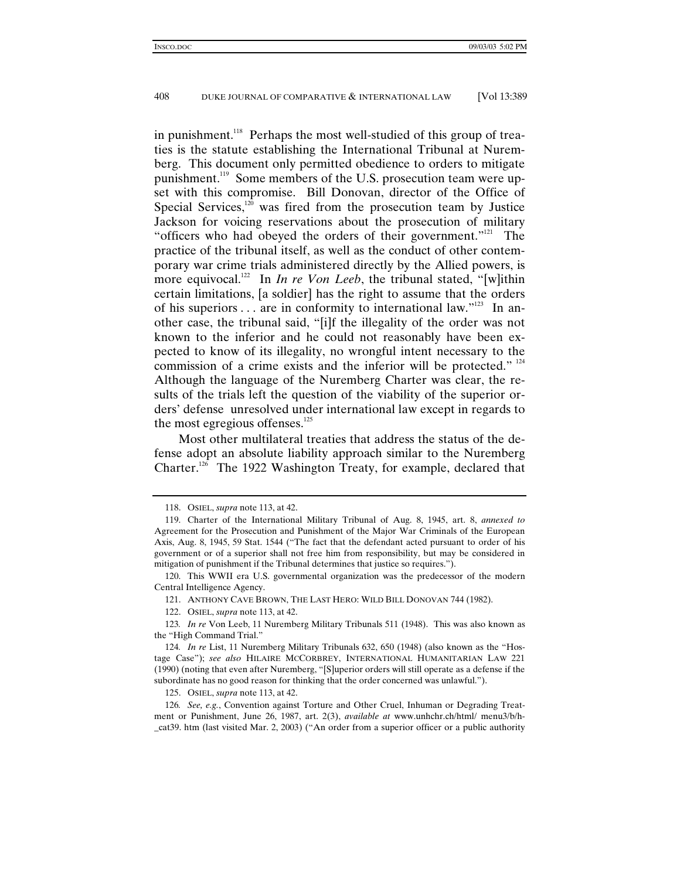in punishment.[118] Perhaps the most well-studied of this group of treaties is the statute establishing the International Tribunal at Nuremberg. This document only permitted obedience to orders to mitigate punishment.[119] Some members of the U.S. prosecution team were upset with this compromise. Bill Donovan, director of the Office of Special Services,[120] was fired from the prosecution team by Justice Jackson for voicing reservations about the prosecution of military "officers who had obeyed the orders of their government."[121] The practice of the tribunal itself, as well as the conduct of other contemporary war crime trials administered directly by the Allied powers, is more equivocal.[122] In *In re Von Leeb*, the tribunal stated, "[w]ithin certain limitations, [a soldier] has the right to assume that the orders of his superiors . . . are in conformity to international law."[123] In another case, the tribunal said, "[i]f the illegality of the order was not known to the inferior and he could not reasonably have been expected to know of its illegality, no wrongful intent necessary to the commission of a crime exists and the inferior will be protected." [124] Although the language of the Nuremberg Charter was clear, the results of the trials left the question of the viability of the superior orders' defense unresolved under international law except in regards to the most egregious offenses.[125]

Most other multilateral treaties that address the status of the defense adopt an absolute liability approach similar to the Nuremberg Charter.[126] The 1922 Washington Treaty, for example, declared that

---

118. OSIEL, *supra* note 113, at 42.

119. Charter of the International Military Tribunal of Aug. 8, 1945, art. 8, *annexed to* Agreement for the Prosecution and Punishment of the Major War Criminals of the European Axis, Aug. 8, 1945, 59 Stat. 1544 ("The fact that the defendant acted pursuant to order of his government or of a superior shall not free him from responsibility, but may be considered in mitigation of punishment if the Tribunal determines that justice so requires.").

120. This WWII era U.S. governmental organization was the predecessor of the modern Central Intelligence Agency.

121. ANTHONY CAVE BROWN, THE LAST HERO: WILD BILL DONOVAN 744 (1982).

122. OSIEL, *supra* note 113, at 42.

123. *In re* Von Leeb, 11 Nuremberg Military Tribunals 511 (1948). This was also known as the "High Command Trial."

124. *In re* List, 11 Nuremberg Military Tribunals 632, 650 (1948) (also known as the "Hostage Case"); *see also* HILAIRE MCCORBREY, INTERNATIONAL HUMANITARIAN LAW 221 (1990) (noting that even after Nuremberg, "[S]uperior orders will still operate as a defense if the subordinate has no good reason for thinking that the order concerned was unlawful.").

125. OSIEL, *supra* note 113, at 42.

126. *See, e.g.*, Convention against Torture and Other Cruel, Inhuman or Degrading Treatment or Punishment, June 26, 1987, art. 2(3), *available at* www.unhchr.ch/html/ menu3/b/h-_cat39. htm (last visited Mar. 2, 2003) ("An order from a superior officer or a public authority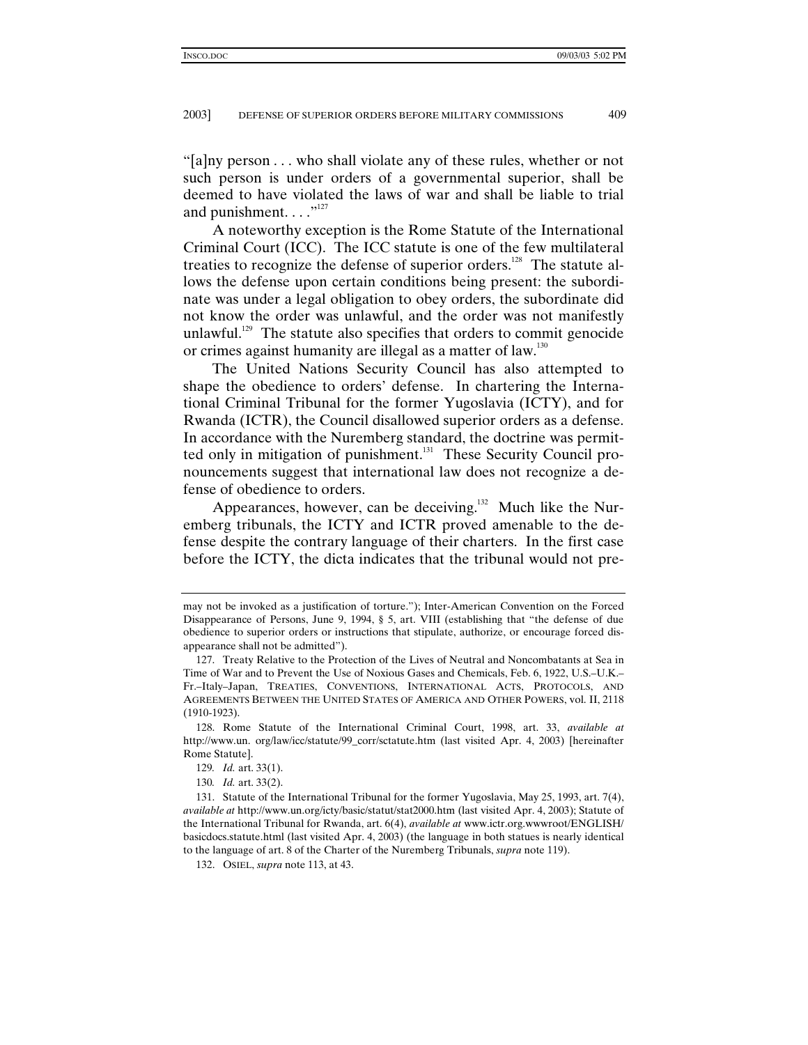"[a]ny person . . . who shall violate any of these rules, whether or not such person is under orders of a governmental superior, shall be deemed to have violated the laws of war and shall be liable to trial and punishment. . . ."[127]

A noteworthy exception is the Rome Statute of the International Criminal Court (ICC). The ICC statute is one of the few multilateral treaties to recognize the defense of superior orders.[128] The statute allows the defense upon certain conditions being present: the subordinate was under a legal obligation to obey orders, the subordinate did not know the order was unlawful, and the order was not manifestly unlawful.[129] The statute also specifies that orders to commit genocide or crimes against humanity are illegal as a matter of law.[130]

The United Nations Security Council has also attempted to shape the obedience to orders' defense. In chartering the International Criminal Tribunal for the former Yugoslavia (ICTY), and for Rwanda (ICTR), the Council disallowed superior orders as a defense. In accordance with the Nuremberg standard, the doctrine was permitted only in mitigation of punishment.[131] These Security Council pronouncements suggest that international law does not recognize a defense of obedience to orders.

Appearances, however, can be deceiving.[132] Much like the Nuremberg tribunals, the ICTY and ICTR proved amenable to the defense despite the contrary language of their charters. In the first case before the ICTY, the dicta indicates that the tribunal would not pre-

---

may not be invoked as a justification of torture."); Inter-American Convention on the Forced Disappearance of Persons, June 9, 1994, § 5, art. VIII (establishing that "the defense of due obedience to superior orders or instructions that stipulate, authorize, or encourage forced disappearance shall not be admitted").

127. Treaty Relative to the Protection of the Lives of Neutral and Noncombatants at Sea in Time of War and to Prevent the Use of Noxious Gases and Chemicals, Feb. 6, 1922, U.S.–U.K.–Fr.–Italy–Japan, TREATIES, CONVENTIONS, INTERNATIONAL ACTS, PROTOCOLS, AND AGREEMENTS BETWEEN THE UNITED STATES OF AMERICA AND OTHER POWERS, vol. II, 2118 (1910-1923).

128. Rome Statute of the International Criminal Court, 1998, art. 33, *available at* http://www.un. org/law/icc/statute/99_corr/sctatute.htm (last visited Apr. 4, 2003) [hereinafter Rome Statute].

129. *Id.* art. 33(1).

130. *Id.* art. 33(2).

131. Statute of the International Tribunal for the former Yugoslavia, May 25, 1993, art. 7(4), *available at* http://www.un.org/icty/basic/statut/stat2000.htm (last visited Apr. 4, 2003); Statute of the International Tribunal for Rwanda, art. 6(4), *available at* www.ictr.org.wwwroot/ENGLISH/basicdocs.statute.html (last visited Apr. 4, 2003) (the language in both statues is nearly identical to the language of art. 8 of the Charter of the Nuremberg Tribunals, *supra* note 119).

132. OSIEL, *supra* note 113, at 43.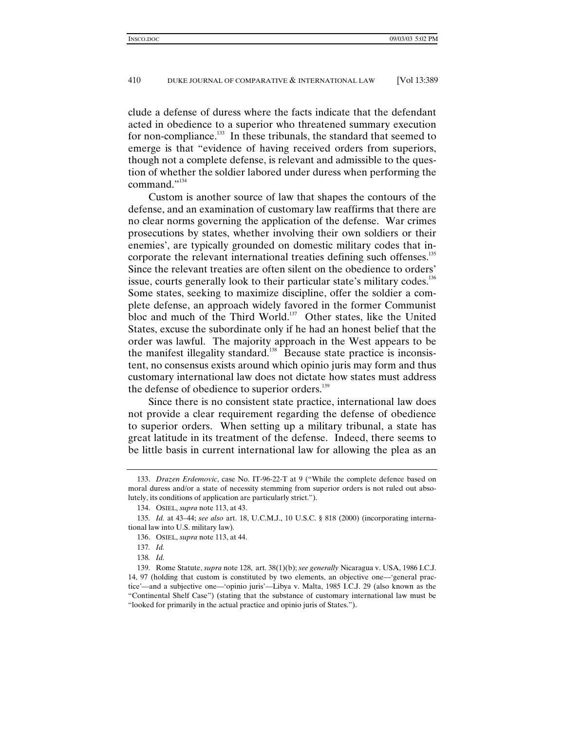clude a defense of duress where the facts indicate that the defendant acted in obedience to a superior who threatened summary execution for non-compliance.[133] In these tribunals, the standard that seemed to emerge is that "evidence of having received orders from superiors, though not a complete defense, is relevant and admissible to the question of whether the soldier labored under duress when performing the command."[134]

Custom is another source of law that shapes the contours of the defense, and an examination of customary law reaffirms that there are no clear norms governing the application of the defense. War crimes prosecutions by states, whether involving their own soldiers or their enemies', are typically grounded on domestic military codes that incorporate the relevant international treaties defining such offenses.[135] Since the relevant treaties are often silent on the obedience to orders' issue, courts generally look to their particular state's military codes.[136] Some states, seeking to maximize discipline, offer the soldier a complete defense, an approach widely favored in the former Communist bloc and much of the Third World.[137] Other states, like the United States, excuse the subordinate only if he had an honest belief that the order was lawful. The majority approach in the West appears to be the manifest illegality standard.[138] Because state practice is inconsistent, no consensus exists around which opinio juris may form and thus customary international law does not dictate how states must address the defense of obedience to superior orders.[139]

Since there is no consistent state practice, international law does not provide a clear requirement regarding the defense of obedience to superior orders. When setting up a military tribunal, a state has great latitude in its treatment of the defense. Indeed, there seems to be little basis in current international law for allowing the plea as an

---

133. *Drazen Erdemovic*, case No. IT-96-22-T at 9 ("While the complete defence based on moral duress and/or a state of necessity stemming from superior orders is not ruled out absolutely, its conditions of application are particularly strict.").

134. OSIEL, *supra* note 113, at 43.

135. *Id.* at 43–44; *see also* art. 18, U.C.M.J., 10 U.S.C. § 818 (2000) (incorporating international law into U.S. military law).

136. OSIEL, *supra* note 113, at 44.

137. *Id.*

138. *Id.*

139. Rome Statute, *supra* note 128, art. 38(1)(b); *see generally* Nicaragua v. USA, 1986 I.C.J. 14, 97 (holding that custom is constituted by two elements, an objective one—'general practice'—and a subjective one—'opinio juris'—Libya v. Malta, 1985 I.C.J. 29 (also known as the "Continental Shelf Case") (stating that the substance of customary international law must be "looked for primarily in the actual practice and opinio juris of States.").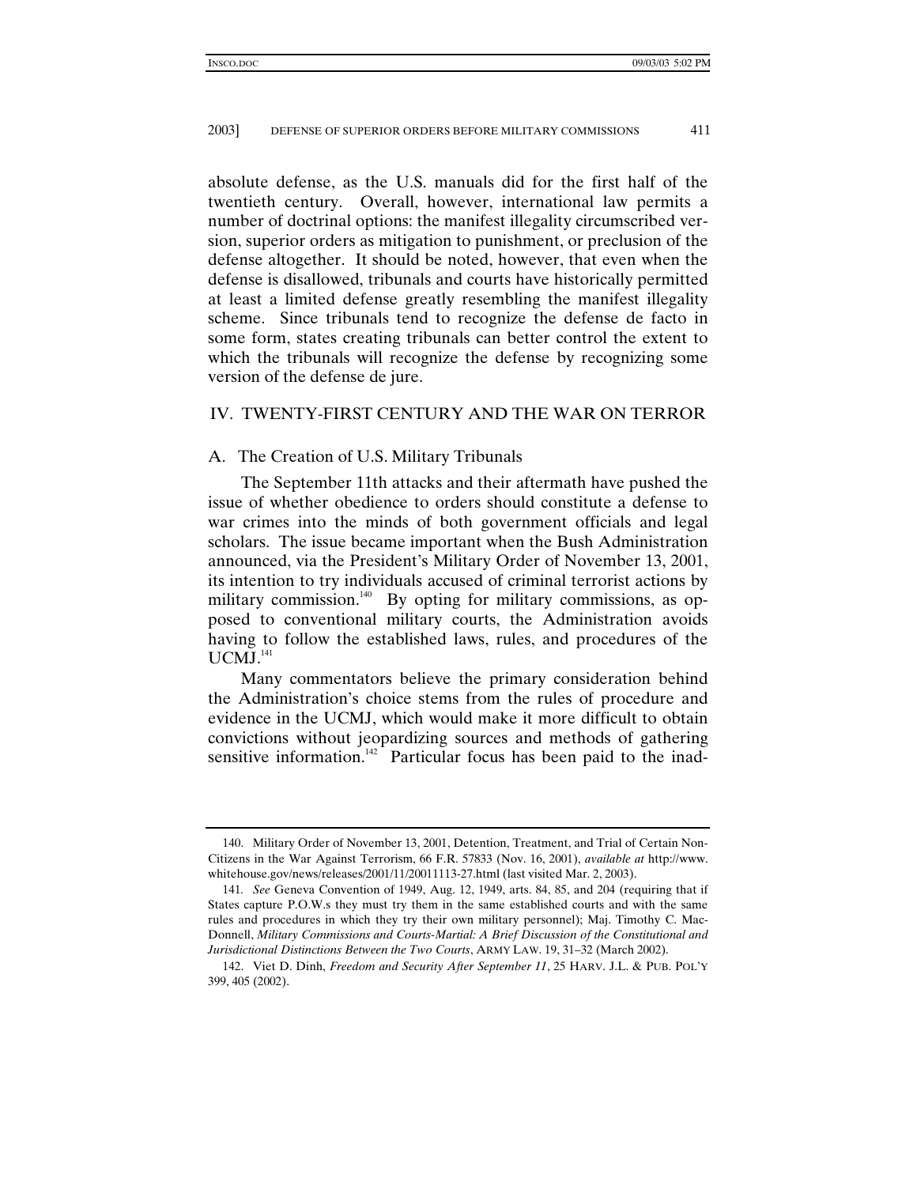absolute defense, as the U.S. manuals did for the first half of the twentieth century. Overall, however, international law permits a number of doctrinal options: the manifest illegality circumscribed version, superior orders as mitigation to punishment, or preclusion of the defense altogether. It should be noted, however, that even when the defense is disallowed, tribunals and courts have historically permitted at least a limited defense greatly resembling the manifest illegality scheme. Since tribunals tend to recognize the defense de facto in some form, states creating tribunals can better control the extent to which the tribunals will recognize the defense by recognizing some version of the defense de jure.

## IV. TWENTY-FIRST CENTURY AND THE WAR ON TERROR

### A. The Creation of U.S. Military Tribunals

The September 11th attacks and their aftermath have pushed the issue of whether obedience to orders should constitute a defense to war crimes into the minds of both government officials and legal scholars. The issue became important when the Bush Administration announced, via the President's Military Order of November 13, 2001, its intention to try individuals accused of criminal terrorist actions by military commission.[140] By opting for military commissions, as opposed to conventional military courts, the Administration avoids having to follow the established laws, rules, and procedures of the UCMJ.[141]

Many commentators believe the primary consideration behind the Administration's choice stems from the rules of procedure and evidence in the UCMJ, which would make it more difficult to obtain convictions without jeopardizing sources and methods of gathering sensitive information.[142] Particular focus has been paid to the inad-

---

140. Military Order of November 13, 2001, Detention, Treatment, and Trial of Certain Non-Citizens in the War Against Terrorism, 66 F.R. 57833 (Nov. 16, 2001), *available at* http://www.whitehouse.gov/news/releases/2001/11/20011113-27.html (last visited Mar. 2, 2003).

141. *See* Geneva Convention of 1949, Aug. 12, 1949, arts. 84, 85, and 204 (requiring that if States capture P.O.W.s they must try them in the same established courts and with the same rules and procedures in which they try their own military personnel); Maj. Timothy C. MacDonnell, *Military Commissions and Courts-Martial: A Brief Discussion of the Constitutional and Jurisdictional Distinctions Between the Two Courts*, ARMY LAW. 19, 31–32 (March 2002).

142. Viet D. Dinh, *Freedom and Security After September 11*, 25 HARV. J.L. & PUB. POL'Y 399, 405 (2002).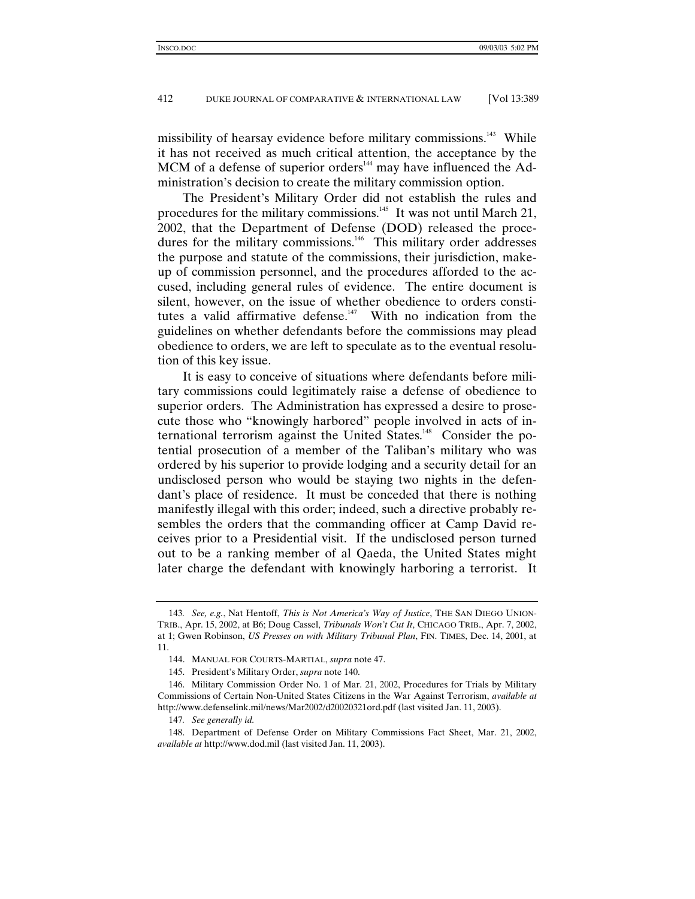missibility of hearsay evidence before military commissions.[143] While it has not received as much critical attention, the acceptance by the MCM of a defense of superior orders[144] may have influenced the Administration's decision to create the military commission option.

The President's Military Order did not establish the rules and procedures for the military commissions.[145] It was not until March 21, 2002, that the Department of Defense (DOD) released the procedures for the military commissions.[146] This military order addresses the purpose and statute of the commissions, their jurisdiction, makeup of commission personnel, and the procedures afforded to the accused, including general rules of evidence. The entire document is silent, however, on the issue of whether obedience to orders constitutes a valid affirmative defense.[147] With no indication from the guidelines on whether defendants before the commissions may plead obedience to orders, we are left to speculate as to the eventual resolution of this key issue.

It is easy to conceive of situations where defendants before military commissions could legitimately raise a defense of obedience to superior orders. The Administration has expressed a desire to prosecute those who "knowingly harbored" people involved in acts of international terrorism against the United States.[148] Consider the potential prosecution of a member of the Taliban's military who was ordered by his superior to provide lodging and a security detail for an undisclosed person who would be staying two nights in the defendant's place of residence. It must be conceded that there is nothing manifestly illegal with this order; indeed, such a directive probably resembles the orders that the commanding officer at Camp David receives prior to a Presidential visit. If the undisclosed person turned out to be a ranking member of al Qaeda, the United States might later charge the defendant with knowingly harboring a terrorist. It

---

143. *See, e.g.*, Nat Hentoff, *This is Not America's Way of Justice*, THE SAN DIEGO UNION-TRIB., Apr. 15, 2002, at B6; Doug Cassel, *Tribunals Won't Cut It*, CHICAGO TRIB., Apr. 7, 2002, at 1; Gwen Robinson, *US Presses on with Military Tribunal Plan*, FIN. TIMES, Dec. 14, 2001, at 11.

144. MANUAL FOR COURTS-MARTIAL, *supra* note 47.

145. President's Military Order, *supra* note 140.

146. Military Commission Order No. 1 of Mar. 21, 2002, Procedures for Trials by Military Commissions of Certain Non-United States Citizens in the War Against Terrorism, *available at* http://www.defenselink.mil/news/Mar2002/d20020321ord.pdf (last visited Jan. 11, 2003).

147. *See generally id.*

148. Department of Defense Order on Military Commissions Fact Sheet, Mar. 21, 2002, *available at* http://www.dod.mil (last visited Jan. 11, 2003).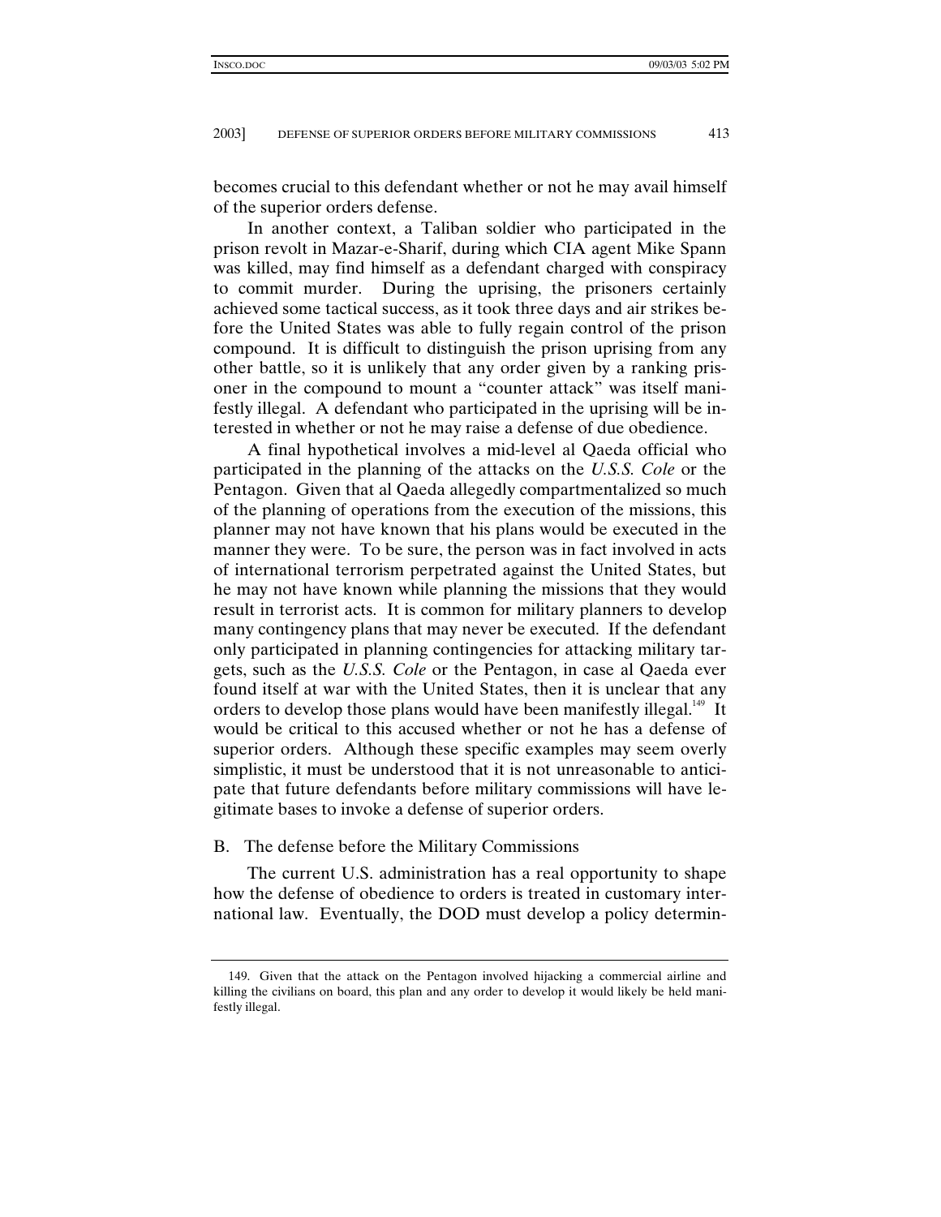becomes crucial to this defendant whether or not he may avail himself of the superior orders defense.

In another context, a Taliban soldier who participated in the prison revolt in Mazar-e-Sharif, during which CIA agent Mike Spann was killed, may find himself as a defendant charged with conspiracy to commit murder. During the uprising, the prisoners certainly achieved some tactical success, as it took three days and air strikes before the United States was able to fully regain control of the prison compound. It is difficult to distinguish the prison uprising from any other battle, so it is unlikely that any order given by a ranking prisoner in the compound to mount a "counter attack" was itself manifestly illegal. A defendant who participated in the uprising will be interested in whether or not he may raise a defense of due obedience.

A final hypothetical involves a mid-level al Qaeda official who participated in the planning of the attacks on the *U.S.S. Cole* or the Pentagon. Given that al Qaeda allegedly compartmentalized so much of the planning of operations from the execution of the missions, this planner may not have known that his plans would be executed in the manner they were. To be sure, the person was in fact involved in acts of international terrorism perpetrated against the United States, but he may not have known while planning the missions that they would result in terrorist acts. It is common for military planners to develop many contingency plans that may never be executed. If the defendant only participated in planning contingencies for attacking military targets, such as the *U.S.S. Cole* or the Pentagon, in case al Qaeda ever found itself at war with the United States, then it is unclear that any orders to develop those plans would have been manifestly illegal.[149] It would be critical to this accused whether or not he has a defense of superior orders. Although these specific examples may seem overly simplistic, it must be understood that it is not unreasonable to anticipate that future defendants before military commissions will have legitimate bases to invoke a defense of superior orders.

### B. The defense before the Military Commissions

The current U.S. administration has a real opportunity to shape how the defense of obedience to orders is treated in customary international law. Eventually, the DOD must develop a policy determin-

149. Given that the attack on the Pentagon involved hijacking a commercial airline and killing the civilians on board, this plan and any order to develop it would likely be held manifestly illegal.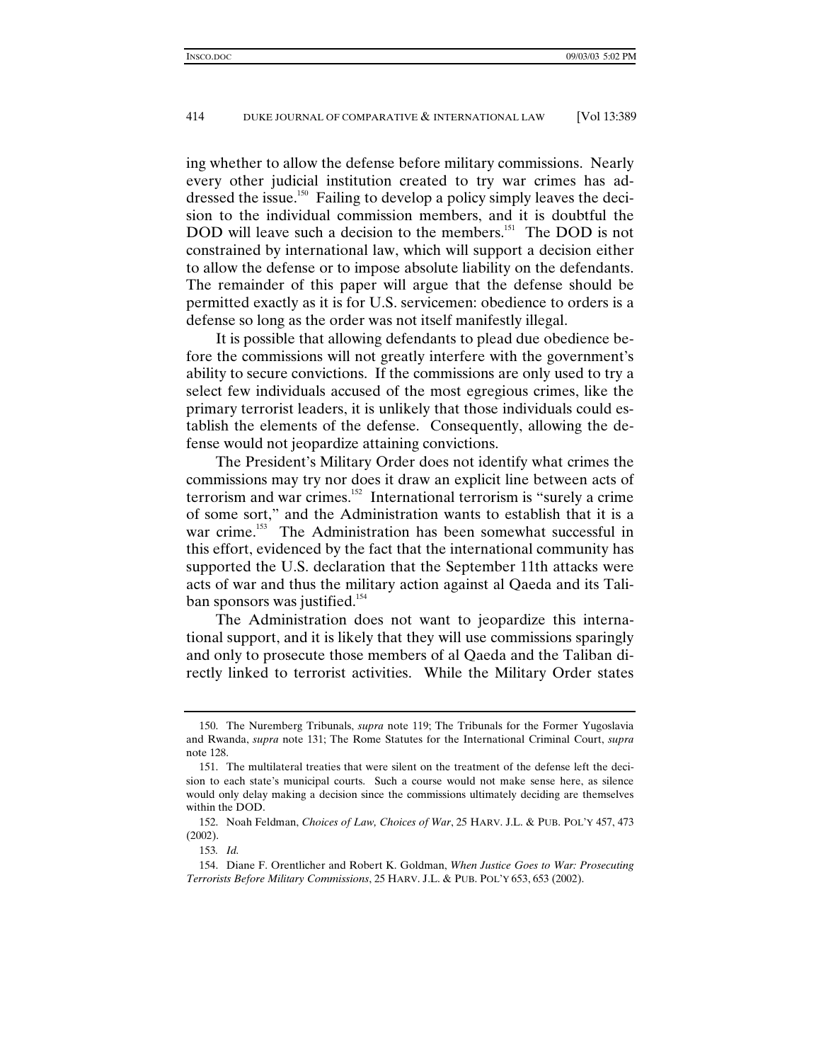ing whether to allow the defense before military commissions. Nearly every other judicial institution created to try war crimes has addressed the issue.[150] Failing to develop a policy simply leaves the decision to the individual commission members, and it is doubtful the DOD will leave such a decision to the members.[151] The DOD is not constrained by international law, which will support a decision either to allow the defense or to impose absolute liability on the defendants. The remainder of this paper will argue that the defense should be permitted exactly as it is for U.S. servicemen: obedience to orders is a defense so long as the order was not itself manifestly illegal.

It is possible that allowing defendants to plead due obedience before the commissions will not greatly interfere with the government's ability to secure convictions. If the commissions are only used to try a select few individuals accused of the most egregious crimes, like the primary terrorist leaders, it is unlikely that those individuals could establish the elements of the defense. Consequently, allowing the defense would not jeopardize attaining convictions.

The President's Military Order does not identify what crimes the commissions may try nor does it draw an explicit line between acts of terrorism and war crimes.[152] International terrorism is "surely a crime of some sort," and the Administration wants to establish that it is a war crime.[153] The Administration has been somewhat successful in this effort, evidenced by the fact that the international community has supported the U.S. declaration that the September 11th attacks were acts of war and thus the military action against al Qaeda and its Taliban sponsors was justified.[154]

The Administration does not want to jeopardize this international support, and it is likely that they will use commissions sparingly and only to prosecute those members of al Qaeda and the Taliban directly linked to terrorist activities. While the Military Order states

---

150. The Nuremberg Tribunals, *supra* note 119; The Tribunals for the Former Yugoslavia and Rwanda, *supra* note 131; The Rome Statutes for the International Criminal Court, *supra* note 128.

151. The multilateral treaties that were silent on the treatment of the defense left the decision to each state's municipal courts. Such a course would not make sense here, as silence would only delay making a decision since the commissions ultimately deciding are themselves within the DOD.

152. Noah Feldman, *Choices of Law, Choices of War*, 25 HARV. J.L. & PUB. POL'Y 457, 473 (2002).

153. *Id.*

154. Diane F. Orentlicher and Robert K. Goldman, *When Justice Goes to War: Prosecuting Terrorists Before Military Commissions*, 25 HARV. J.L. & PUB. POL'Y 653, 653 (2002).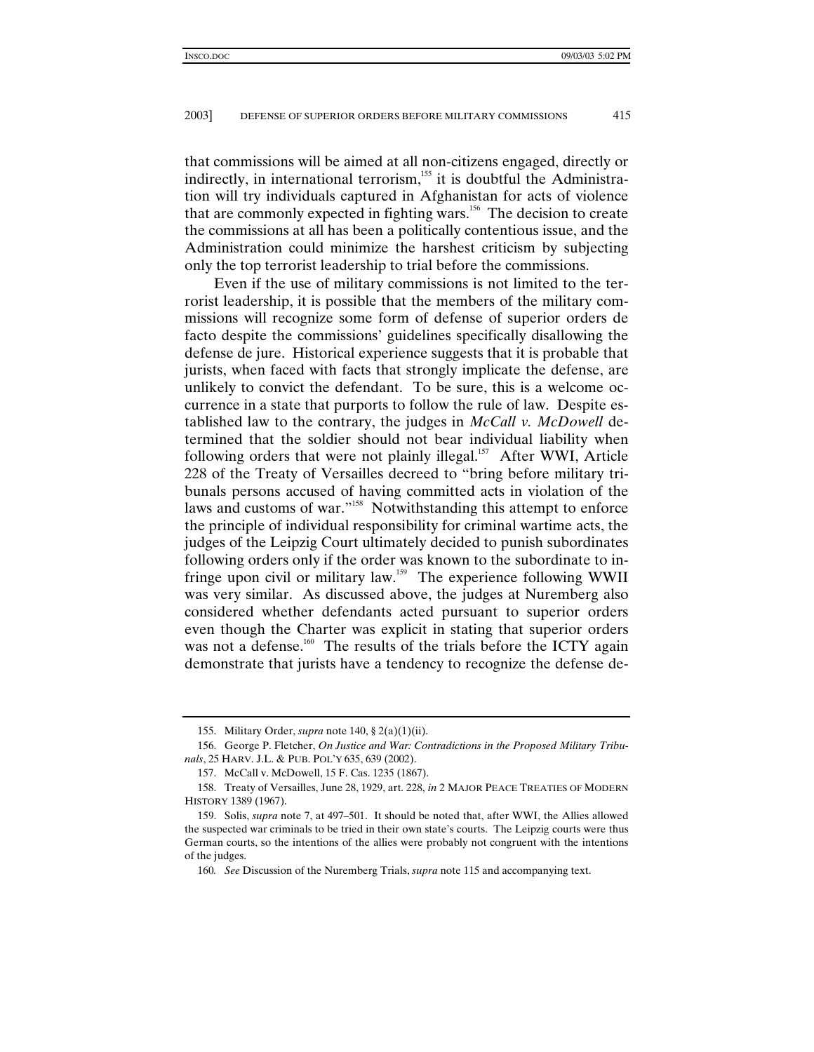that commissions will be aimed at all non-citizens engaged, directly or indirectly, in international terrorism,[155] it is doubtful the Administration will try individuals captured in Afghanistan for acts of violence that are commonly expected in fighting wars.[156] The decision to create the commissions at all has been a politically contentious issue, and the Administration could minimize the harshest criticism by subjecting only the top terrorist leadership to trial before the commissions.

Even if the use of military commissions is not limited to the terrorist leadership, it is possible that the members of the military commissions will recognize some form of defense of superior orders de facto despite the commissions' guidelines specifically disallowing the defense de jure. Historical experience suggests that it is probable that jurists, when faced with facts that strongly implicate the defense, are unlikely to convict the defendant. To be sure, this is a welcome occurrence in a state that purports to follow the rule of law. Despite established law to the contrary, the judges in *McCall v. McDowell* determined that the soldier should not bear individual liability when following orders that were not plainly illegal.[157] After WWI, Article 228 of the Treaty of Versailles decreed to "bring before military tribunals persons accused of having committed acts in violation of the laws and customs of war."[158] Notwithstanding this attempt to enforce the principle of individual responsibility for criminal wartime acts, the judges of the Leipzig Court ultimately decided to punish subordinates following orders only if the order was known to the subordinate to infringe upon civil or military law.[159] The experience following WWII was very similar. As discussed above, the judges at Nuremberg also considered whether defendants acted pursuant to superior orders even though the Charter was explicit in stating that superior orders was not a defense.[160] The results of the trials before the ICTY again demonstrate that jurists have a tendency to recognize the defense de-

---

155. Military Order, *supra* note 140, § 2(a)(1)(ii).

156. George P. Fletcher, *On Justice and War: Contradictions in the Proposed Military Tribunals*, 25 HARV. J.L. & PUB. POL'Y 635, 639 (2002).

157. McCall v. McDowell, 15 F. Cas. 1235 (1867).

158. Treaty of Versailles, June 28, 1929, art. 228, *in* 2 MAJOR PEACE TREATIES OF MODERN HISTORY 1389 (1967).

159. Solis, *supra* note 7, at 497–501. It should be noted that, after WWI, the Allies allowed the suspected war criminals to be tried in their own state's courts. The Leipzig courts were thus German courts, so the intentions of the allies were probably not congruent with the intentions of the judges.

160. *See* Discussion of the Nuremberg Trials, *supra* note 115 and accompanying text.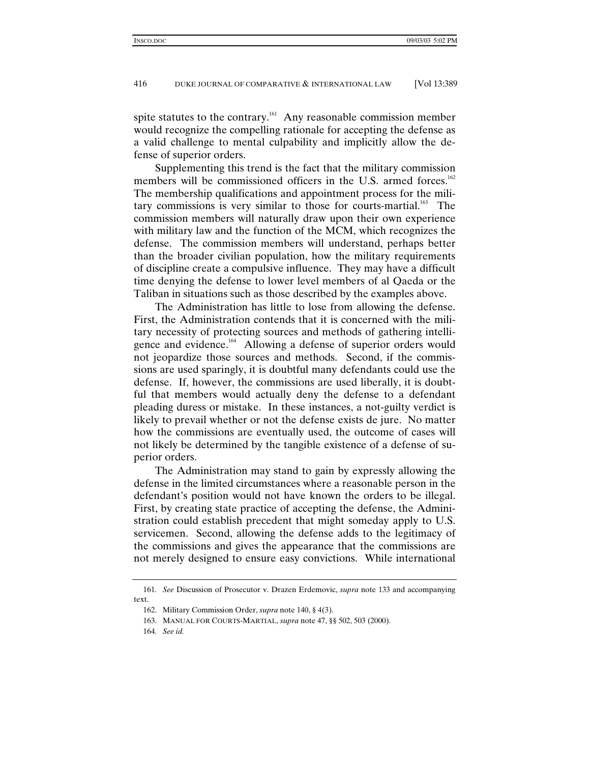spite statutes to the contrary.[161] Any reasonable commission member would recognize the compelling rationale for accepting the defense as a valid challenge to mental culpability and implicitly allow the defense of superior orders.

Supplementing this trend is the fact that the military commission members will be commissioned officers in the U.S. armed forces.[162] The membership qualifications and appointment process for the military commissions is very similar to those for courts-martial.[163] The commission members will naturally draw upon their own experience with military law and the function of the MCM, which recognizes the defense. The commission members will understand, perhaps better than the broader civilian population, how the military requirements of discipline create a compulsive influence. They may have a difficult time denying the defense to lower level members of al Qaeda or the Taliban in situations such as those described by the examples above.

The Administration has little to lose from allowing the defense. First, the Administration contends that it is concerned with the military necessity of protecting sources and methods of gathering intelligence and evidence.[164] Allowing a defense of superior orders would not jeopardize those sources and methods. Second, if the commissions are used sparingly, it is doubtful many defendants could use the defense. If, however, the commissions are used liberally, it is doubtful that members would actually deny the defense to a defendant pleading duress or mistake. In these instances, a not-guilty verdict is likely to prevail whether or not the defense exists de jure. No matter how the commissions are eventually used, the outcome of cases will not likely be determined by the tangible existence of a defense of superior orders.

The Administration may stand to gain by expressly allowing the defense in the limited circumstances where a reasonable person in the defendant's position would not have known the orders to be illegal. First, by creating state practice of accepting the defense, the Administration could establish precedent that might someday apply to U.S. servicemen. Second, allowing the defense adds to the legitimacy of the commissions and gives the appearance that the commissions are not merely designed to ensure easy convictions. While international

---

161. *See* Discussion of Prosecutor v. Drazen Erdemovic, *supra* note 133 and accompanying text.

162. Military Commission Order, *supra* note 140, § 4(3).

163. MANUAL FOR COURTS-MARTIAL, *supra* note 47, §§ 502, 503 (2000).

164. *See id.*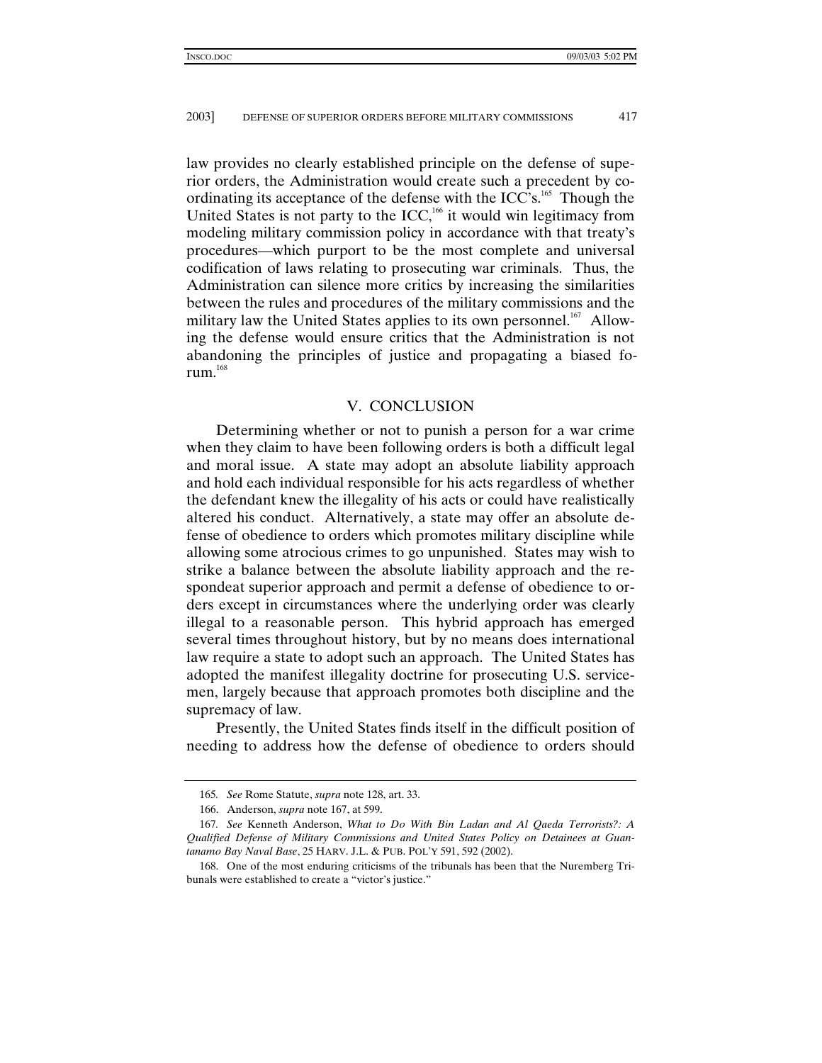law provides no clearly established principle on the defense of superior orders, the Administration would create such a precedent by coordinating its acceptance of the defense with the ICC's.[165] Though the United States is not party to the ICC,[166] it would win legitimacy from modeling military commission policy in accordance with that treaty's procedures—which purport to be the most complete and universal codification of laws relating to prosecuting war criminals. Thus, the Administration can silence more critics by increasing the similarities between the rules and procedures of the military commissions and the military law the United States applies to its own personnel.[167] Allowing the defense would ensure critics that the Administration is not abandoning the principles of justice and propagating a biased forum.[168]

## V. CONCLUSION

Determining whether or not to punish a person for a war crime when they claim to have been following orders is both a difficult legal and moral issue. A state may adopt an absolute liability approach and hold each individual responsible for his acts regardless of whether the defendant knew the illegality of his acts or could have realistically altered his conduct. Alternatively, a state may offer an absolute defense of obedience to orders which promotes military discipline while allowing some atrocious crimes to go unpunished. States may wish to strike a balance between the absolute liability approach and the respondeat superior approach and permit a defense of obedience to orders except in circumstances where the underlying order was clearly illegal to a reasonable person. This hybrid approach has emerged several times throughout history, but by no means does international law require a state to adopt such an approach. The United States has adopted the manifest illegality doctrine for prosecuting U.S. servicemen, largely because that approach promotes both discipline and the supremacy of law.

Presently, the United States finds itself in the difficult position of needing to address how the defense of obedience to orders should

---

165. *See* Rome Statute, *supra* note 128, art. 33.

166. Anderson, *supra* note 167, at 599.

167. *See* Kenneth Anderson, *What to Do With Bin Ladan and Al Qaeda Terrorists?: A Qualified Defense of Military Commissions and United States Policy on Detainees at Guantanamo Bay Naval Base*, 25 HARV. J.L. & PUB. POL'Y 591, 592 (2002).

168. One of the most enduring criticisms of the tribunals has been that the Nuremberg Tribunals were established to create a "victor's justice."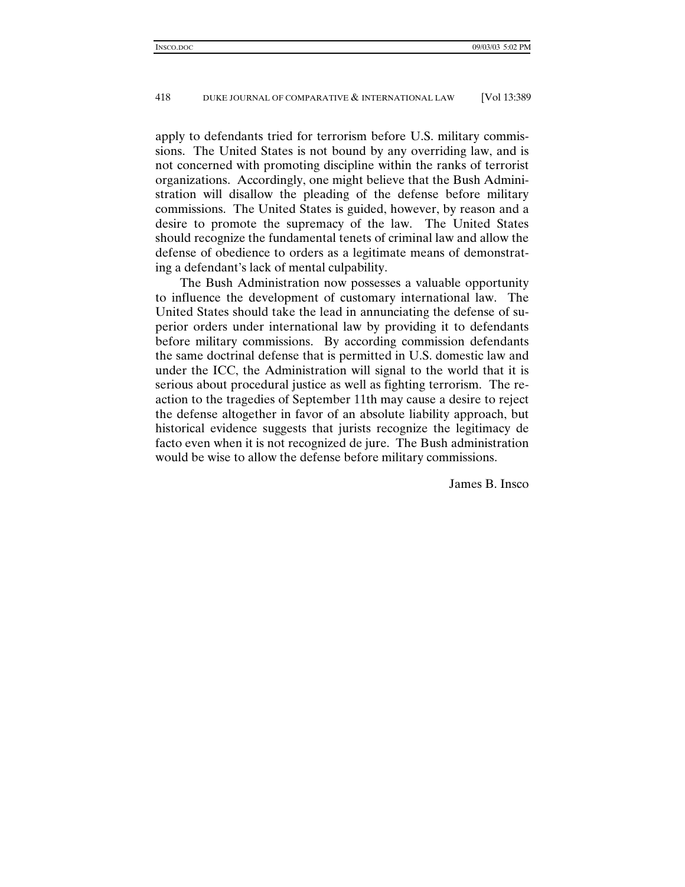apply to defendants tried for terrorism before U.S. military commissions. The United States is not bound by any overriding law, and is not concerned with promoting discipline within the ranks of terrorist organizations. Accordingly, one might believe that the Bush Administration will disallow the pleading of the defense before military commissions. The United States is guided, however, by reason and a desire to promote the supremacy of the law. The United States should recognize the fundamental tenets of criminal law and allow the defense of obedience to orders as a legitimate means of demonstrating a defendant's lack of mental culpability.

The Bush Administration now possesses a valuable opportunity to influence the development of customary international law. The United States should take the lead in annunciating the defense of superior orders under international law by providing it to defendants before military commissions. By according commission defendants the same doctrinal defense that is permitted in U.S. domestic law and under the ICC, the Administration will signal to the world that it is serious about procedural justice as well as fighting terrorism. The reaction to the tragedies of September 11th may cause a desire to reject the defense altogether in favor of an absolute liability approach, but historical evidence suggests that jurists recognize the legitimacy de facto even when it is not recognized de jure. The Bush administration would be wise to allow the defense before military commissions.

James B. Insco